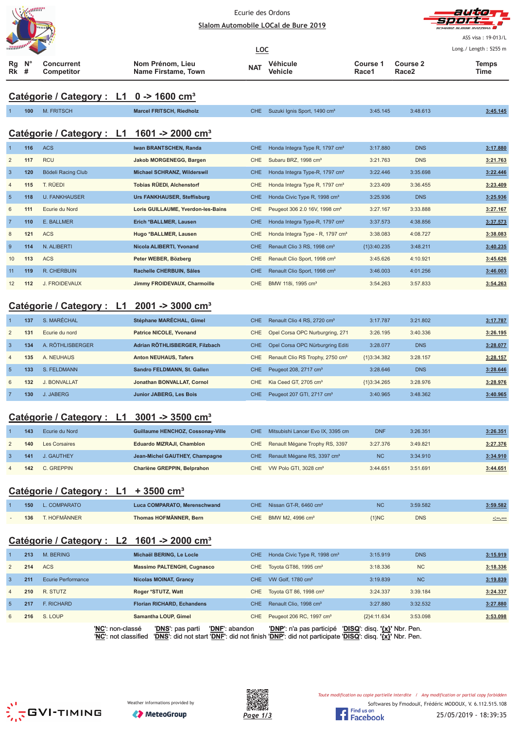Ecurie des Ordons

Slalom Automobile LOCal de Bure 2019

ASS visa : 19-013/L

LOC

Long./ Length : 5255 m

## Catégorie / Category : L1 0 -> 1600 cm³

| Rg Rk | N° # | Concurrent Competitor | Nom Prénom, Lieu Name Firstame, Town | NAT | Véhicule Vehicle | Course 1 Race1 | Course 2 Race2 | Temps Time |
|---|---|---|---|---|---|---|---|---|
| 1 | 100 | M. FRITSCH | Marcel FRITSCH, Riedholz | CHE | Suzuki Ignis Sport, 1490 cm³ | 3:45.145 | 3:48.613 | 3:45.145 |

## Catégorie / Category : L1 1601 -> 2000 cm³

| Rg Rk | N° # | Concurrent Competitor | Nom Prénom, Lieu Name Firstame, Town | NAT | Véhicule Vehicle | Course 1 Race1 | Course 2 Race2 | Temps Time |
|---|---|---|---|---|---|---|---|---|
| 1 | 116 | ACS | Iwan BRANTSCHEN, Randa | CHE | Honda Integra Type R, 1797 cm³ | 3:17.880 | DNS | 3:17.880 |
| 2 | 117 | RCU | Jakob MORGENEGG, Bargen | CHE | Subaru BRZ, 1998 cm³ | 3:21.763 | DNS | 3:21.763 |
| 3 | 120 | Bödeli Racing Club | Michael SCHRANZ, Wilderswil | CHE | Honda Integra Type-R, 1797 cm³ | 3:22.446 | 3:35.698 | 3:22.446 |
| 4 | 115 | T. RÜEDI | Tobias RÜEDI, Alchenstorf | CHE | Honda Integra Type R, 1797 cm³ | 3:23.409 | 3:36.455 | 3:23.409 |
| 5 | 118 | U. FANKHAUSER | Urs FANKHAUSER, Steffisburg | CHE | Honda Civic Type R, 1998 cm³ | 3:25.936 | DNS | 3:25.936 |
| 6 | 111 | Ecurie du Nord | Loris GUILLAUME, Yverdon-les-Bains | CHE | Peugeot 306 2.0 16V, 1998 cm³ | 3:27.167 | 3:33.888 | 3:27.167 |
| 7 | 110 | E. BALLMER | Erich *BALLMER, Lausen | CHE | Honda Integra Type-R, 1797 cm³ | 3:37.573 | 4:38.856 | 3:37.573 |
| 8 | 121 | ACS | Hugo *BALLMER, Lausen | CHE | Honda Integra Type - R, 1797 cm³ | 3:38.083 | 4:08.727 | 3:38.083 |
| 9 | 114 | N. ALIBERTI | Nicola ALIBERTI, Yvonand | CHE | Renault Clio 3 RS, 1998 cm³ | {1}3:40.235 | 3:38.211 | 3:40.235 |
| 10 | 113 | ACS | Peter WEBER, Bözberg | CHE | Renault Clio Sport, 1998 cm³ | 3:45.626 | 4:10.921 | 3:45.626 |
| 11 | 119 | R. CHERBUIN | Rachelle CHERBUIN, Sâles | CHE | Renault Clio Sport, 1998 cm³ | 3:46.003 | 4:01.256 | 3:46.003 |
| 12 | 112 | J. FROIDEVAUX | Jimmy FROIDEVAUX, Charmoille | CHE | BMW 118i, 1995 cm³ | 3:54.263 | 3:57.833 | 3:54.263 |

## Catégorie / Category : L1 2001 -> 3000 cm³

| Rg Rk | N° # | Concurrent Competitor | Nom Prénom, Lieu Name Firstame, Town | NAT | Véhicule Vehicle | Course 1 Race1 | Course 2 Race2 | Temps Time |
|---|---|---|---|---|---|---|---|---|
| 1 | 137 | S. MARÉCHAL | Stéphane MARÉCHAL, Gimel | CHE | Renault Clio 4 RS, 2720 cm³ | 3:17.787 | 3:21.802 | 3:17.787 |
| 2 | 131 | Ecurie du nord | Patrice NICOLE, Yvonand | CHE | Opel Corsa OPC Nurburgring, 271 | 3:26.195 | 3:40.336 | 3:26.195 |
| 3 | 134 | A. RÖTHLISBERGER | Adrian RÖTHLISBERGER, Filzbach | CHE | Opel Corsa OPC Nürburgring Editi | 3:28.077 | DNS | 3:28.077 |
| 4 | 135 | A. NEUHAUS | Anton NEUHAUS, Tafers | CHE | Renault Clio RS Trophy, 2750 cm³ | {1}3:34.382 | 3:28.157 | 3:28.157 |
| 5 | 133 | S. FELDMANN | Sandro FELDMANN, St. Gallen | CHE | Peugeot 208, 2717 cm³ | 3:28.646 | DNS | 3:28.646 |
| 6 | 132 | J. BONVALLAT | Jonathan BONVALLAT, Cornol | CHE | Kia Ceed GT, 2705 cm³ | {1}3:34.265 | 3:28.976 | 3:28.976 |
| 7 | 130 | J. JABERG | Junior JABERG, Les Bois | CHE | Peugeot 207 GTI, 2717 cm³ | 3:40.965 | 3:48.362 | 3:40.965 |

## Catégorie / Category : L1 3001 -> 3500 cm³

| Rg Rk | N° # | Concurrent Competitor | Nom Prénom, Lieu Name Firstame, Town | NAT | Véhicule Vehicle | Course 1 Race1 | Course 2 Race2 | Temps Time |
|---|---|---|---|---|---|---|---|---|
| 1 | 143 | Ecurie du Nord | Guillaume HENCHOZ, Cossonay-Ville | CHE | Mitsubishi Lancer Evo IX, 3395 cm | DNF | 3:26.351 | 3:26.351 |
| 2 | 140 | Les Corsaires | Eduardo MIZRAJI, Chamblon | CHE | Renault Mégane Trophy RS, 3397 | 3:27.376 | 3:49.821 | 3:27.376 |
| 3 | 141 | J. GAUTHEY | Jean-Michel GAUTHEY, Champagne | CHE | Renault Mégane RS, 3397 cm³ | NC | 3:34.910 | 3:34.910 |
| 4 | 142 | C. GREPPIN | Charlène GREPPIN, Belprahon | CHE | VW Polo GTI, 3028 cm³ | 3:44.651 | 3:51.691 | 3:44.651 |

## Catégorie / Category : L1 + 3500 cm³

| Rg Rk | N° # | Concurrent Competitor | Nom Prénom, Lieu Name Firstame, Town | NAT | Véhicule Vehicle | Course 1 Race1 | Course 2 Race2 | Temps Time |
|---|---|---|---|---|---|---|---|---|
| 1 | 150 | L. COMPARATO | Luca COMPARATO, Merenschwand | CHE | Nissan GT-R, 6460 cm³ | NC | 3:59.582 | 3:59.582 |
| - | 136 | T. HOFMÄNNER | Thomas HOFMÄNNER, Bern | CHE | BMW M2, 4996 cm³ | {1}NC | DNS | -:--.--- |

## Catégorie / Category : L2 1601 -> 2000 cm³

| Rg Rk | N° # | Concurrent Competitor | Nom Prénom, Lieu Name Firstame, Town | NAT | Véhicule Vehicle | Course 1 Race1 | Course 2 Race2 | Temps Time |
|---|---|---|---|---|---|---|---|---|
| 1 | 213 | M. BERING | Michaël BERING, Le Locle | CHE | Honda Civic Type R, 1998 cm³ | 3:15.919 | DNS | 3:15.919 |
| 2 | 214 | ACS | Massimo PALTENGHI, Cugnasco | CHE | Toyota GT86, 1995 cm³ | 3:18.336 | NC | 3:18.336 |
| 3 | 211 | Ecurie Performance | Nicolas MOINAT, Grancy | CHE | VW Golf, 1780 cm³ | 3:19.839 | NC | 3:19.839 |
| 4 | 210 | R. STUTZ | Roger *STUTZ, Watt | CHE | Toyota GT 86, 1998 cm³ | 3:24.337 | 3:39.184 | 3:24.337 |
| 5 | 217 | F. RICHARD | Florian RICHARD, Echandens | CHE | Renault Clio, 1998 cm³ | 3:27.880 | 3:32.532 | 3:27.880 |
| 6 | 216 | S. LOUP | Samantha LOUP, Gimel | CHE | Peugeot 206 RC, 1997 cm³ | {2}4:11.634 | 3:53.098 | 3:53.098 |

'NC': non-classé 'DNS': pas parti 'DNF': abandon 'DNP': n'a pas participé 'DISQ': disq. '{x}' Nbr. Pen.
'NC': not classified 'DNS': did not start 'DNF': did not finish 'DNP': did not participate 'DISQ': disq. '{x}' Nbr. Pen.

Weather informations provided by MeteoGroup

Toute modification ou copie partielle interdite / Any modification or partial copy forbidden

Softwares by FmodouX, Frédéric MODOUX, V. 6.112.515.108

25/05/2019 - 18:39:35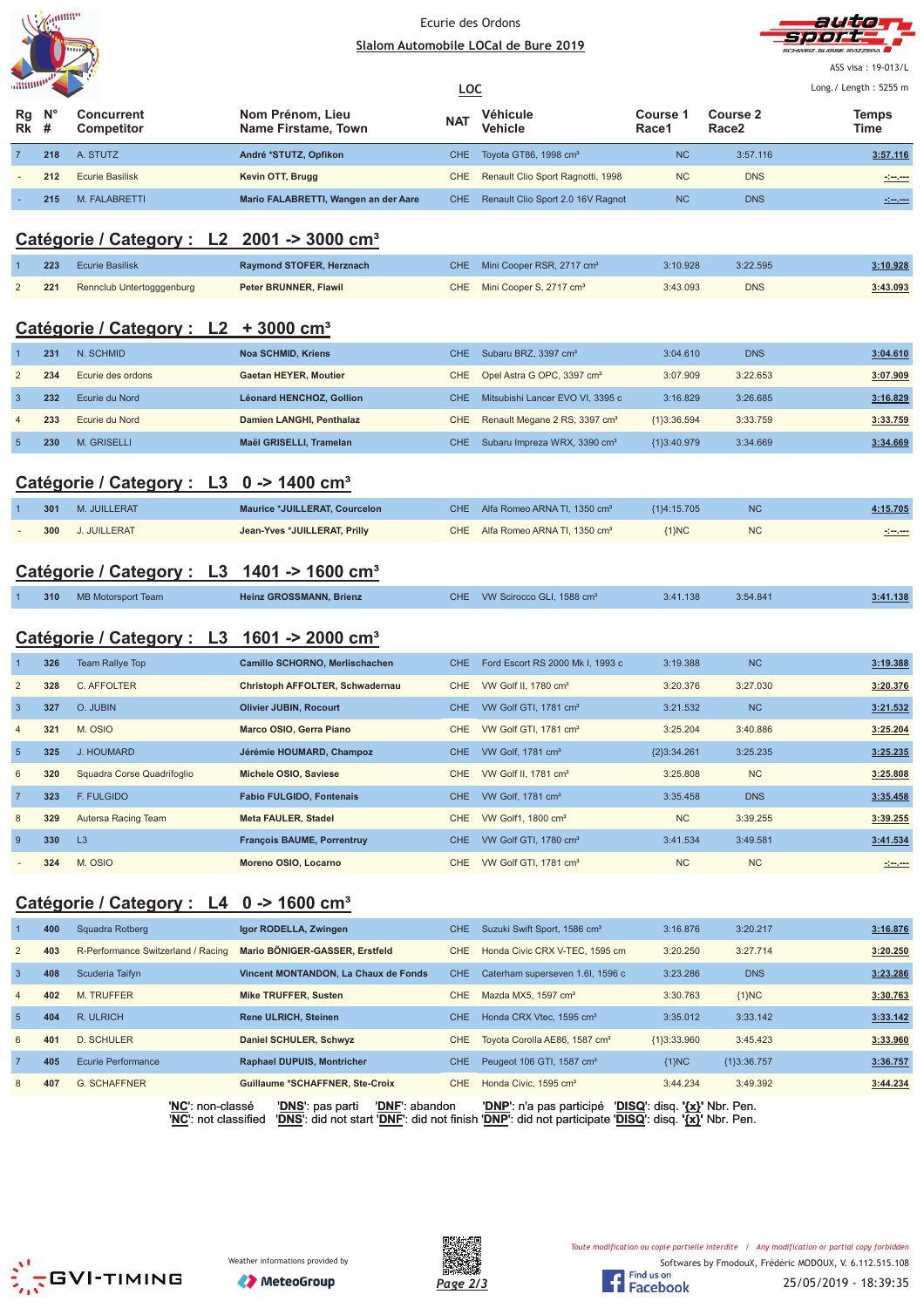Ecurie des Ordons

Slalom Automobile LOCal de Bure 2019

ASS visa : 19-013/L

Long./ Length : 5255 m

LOC

| Rg Rk | N° # | Concurrent Competitor | Nom Prénom, Lieu Name Firstame, Town | NAT | Véhicule Vehicle | Course 1 Race1 | Course 2 Race2 | Temps Time |
|---|---|---|---|---|---|---|---|---|
| 7 | 218 | A. STUTZ | André *STUTZ, Opfikon | CHE | Toyota GT86, 1998 cm³ | NC | 3:57.116 | 3:57.116 |
| - | 212 | Ecurie Basilisk | Kevin OTT, Brugg | CHE | Renault Clio Sport Ragnotti, 1998 | NC | DNS | -:--.--- |
| - | 215 | M. FALABRETTI | Mario FALABRETTI, Wangen an der Aare | CHE | Renault Clio Sport 2.0 16V Ragnot | NC | DNS | -:--.--- |

## Catégorie / Category : L2 2001 -> 3000 cm³

| Rg Rk | N° # | Concurrent Competitor | Nom Prénom, Lieu Name Firstame, Town | NAT | Véhicule Vehicle | Course 1 Race1 | Course 2 Race2 | Temps Time |
|---|---|---|---|---|---|---|---|---|
| 1 | 223 | Ecurie Basilisk | Raymond STOFER, Herznach | CHE | Mini Cooper RSR, 2717 cm³ | 3:10.928 | 3:22.595 | 3:10.928 |
| 2 | 221 | Rennclub Untertogggenburg | Peter BRUNNER, Flawil | CHE | Mini Cooper S, 2717 cm³ | 3:43.093 | DNS | 3:43.093 |

## Catégorie / Category : L2 + 3000 cm³

| Rg Rk | N° # | Concurrent Competitor | Nom Prénom, Lieu Name Firstame, Town | NAT | Véhicule Vehicle | Course 1 Race1 | Course 2 Race2 | Temps Time |
|---|---|---|---|---|---|---|---|---|
| 1 | 231 | N. SCHMID | Noa SCHMID, Kriens | CHE | Subaru BRZ, 3397 cm³ | 3:04.610 | DNS | 3:04.610 |
| 2 | 234 | Ecurie des ordons | Gaetan HEYER, Moutier | CHE | Opel Astra G OPC, 3397 cm³ | 3:07.909 | 3:22.653 | 3:07.909 |
| 3 | 232 | Ecurie du Nord | Léonard HENCHOZ, Gollion | CHE | Mitsubishi Lancer EVO VI, 3395 c | 3:16.829 | 3:26.685 | 3:16.829 |
| 4 | 233 | Ecurie du Nord | Damien LANGHI, Penthalaz | CHE | Renault Megane 2 RS, 3397 cm³ | {1}3:36.594 | 3:33.759 | 3:33.759 |
| 5 | 230 | M. GRISELLI | Maël GRISELLI, Tramelan | CHE | Subaru Impreza WRX, 3390 cm³ | {1}3:40.979 | 3:34.669 | 3:34.669 |

## Catégorie / Category : L3 0 -> 1400 cm³

| Rg Rk | N° # | Concurrent Competitor | Nom Prénom, Lieu Name Firstame, Town | NAT | Véhicule Vehicle | Course 1 Race1 | Course 2 Race2 | Temps Time |
|---|---|---|---|---|---|---|---|---|
| 1 | 301 | M. JUILLERAT | Maurice *JUILLERAT, Courcelon | CHE | Alfa Romeo ARNA TI, 1350 cm³ | {1}4:15.705 | NC | 4:15.705 |
| - | 300 | J. JUILLERAT | Jean-Yves *JUILLERAT, Prilly | CHE | Alfa Romeo ARNA TI, 1350 cm³ | {1}NC | NC | -:--.--- |

## Catégorie / Category : L3 1401 -> 1600 cm³

| Rg Rk | N° # | Concurrent Competitor | Nom Prénom, Lieu Name Firstame, Town | NAT | Véhicule Vehicle | Course 1 Race1 | Course 2 Race2 | Temps Time |
|---|---|---|---|---|---|---|---|---|
| 1 | 310 | MB Motorsport Team | Heinz GROSSMANN, Brienz | CHE | VW Scirocco GLI, 1588 cm³ | 3:41.138 | 3:54.841 | 3:41.138 |

## Catégorie / Category : L3 1601 -> 2000 cm³

| Rg Rk | N° # | Concurrent Competitor | Nom Prénom, Lieu Name Firstame, Town | NAT | Véhicule Vehicle | Course 1 Race1 | Course 2 Race2 | Temps Time |
|---|---|---|---|---|---|---|---|---|
| 1 | 326 | Team Rallye Top | Camillo SCHORNO, Merlischachen | CHE | Ford Escort RS 2000 Mk I, 1993 c | 3:19.388 | NC | 3:19.388 |
| 2 | 328 | C. AFFOLTER | Christoph AFFOLTER, Schwadernau | CHE | VW Golf II, 1780 cm³ | 3:20.376 | 3:27.030 | 3:20.376 |
| 3 | 327 | O. JUBIN | Olivier JUBIN, Rocourt | CHE | VW Golf GTI, 1781 cm³ | 3:21.532 | NC | 3:21.532 |
| 4 | 321 | M. OSIO | Marco OSIO, Gerra Piano | CHE | VW Golf GTI, 1781 cm³ | 3:25.204 | 3:40.886 | 3:25.204 |
| 5 | 325 | J. HOUMARD | Jérémie HOUMARD, Champoz | CHE | VW Golf, 1781 cm³ | {2}3:34.261 | 3:25.235 | 3:25.235 |
| 6 | 320 | Squadra Corse Quadrifoglio | Michele OSIO, Saviese | CHE | VW Golf II, 1781 cm³ | 3:25.808 | NC | 3:25.808 |
| 7 | 323 | F. FULGIDO | Fabio FULGIDO, Fontenais | CHE | VW Golf, 1781 cm³ | 3:35.458 | DNS | 3:35.458 |
| 8 | 329 | Autersa Racing Team | Meta FAULER, Stadel | CHE | VW Golf1, 1800 cm³ | NC | 3:39.255 | 3:39.255 |
| 9 | 330 | L3 | François BAUME, Porrentruy | CHE | VW Golf GTI, 1780 cm³ | 3:41.534 | 3:49.581 | 3:41.534 |
| - | 324 | M. OSIO | Moreno OSIO, Locarno | CHE | VW Golf GTI, 1781 cm³ | NC | NC | -:--.--- |

## Catégorie / Category : L4 0 -> 1600 cm³

| Rg Rk | N° # | Concurrent Competitor | Nom Prénom, Lieu Name Firstame, Town | NAT | Véhicule Vehicle | Course 1 Race1 | Course 2 Race2 | Temps Time |
|---|---|---|---|---|---|---|---|---|
| 1 | 400 | Squadra Rotberg | Igor RODELLA, Zwingen | CHE | Suzuki Swift Sport, 1586 cm³ | 3:16.876 | 3:20.217 | 3:16.876 |
| 2 | 403 | R-Performance Switzerland / Racing | Mario BÖNIGER-GASSER, Erstfeld | CHE | Honda Civic CRX V-TEC, 1595 cm | 3:20.250 | 3:27.714 | 3:20.250 |
| 3 | 408 | Scuderia Taifyn | Vincent MONTANDON, La Chaux de Fonds | CHE | Caterham superseven 1.6l, 1596 c | 3:23.286 | DNS | 3:23.286 |
| 4 | 402 | M. TRUFFER | Mike TRUFFER, Susten | CHE | Mazda MX5, 1597 cm³ | 3:30.763 | {1}NC | 3:30.763 |
| 5 | 404 | R. ULRICH | Rene ULRICH, Steinen | CHE | Honda CRX Vtec, 1595 cm³ | 3:35.012 | 3:33.142 | 3:33.142 |
| 6 | 401 | D. SCHULER | Daniel SCHULER, Schwyz | CHE | Toyota Corolla AE86, 1587 cm³ | {1}3:33.960 | 3:45.423 | 3:33.960 |
| 7 | 405 | Ecurie Performance | Raphael DUPUIS, Montricher | CHE | Peugeot 106 GTI, 1587 cm³ | {1}NC | {1}3:36.757 | 3:36.757 |
| 8 | 407 | G. SCHAFFNER | Guillaume *SCHAFFNER, Ste-Croix | CHE | Honda Civic, 1595 cm³ | 3:44.234 | 3:49.392 | 3:44.234 |

'NC': non-classé 'DNS': pas parti 'DNF': abandon 'DNP': n'a pas participé 'DISQ': disq. '{x}' Nbr. Pen.
'NC': not classified 'DNS': did not start 'DNF': did not finish 'DNP': did not participate 'DISQ': disq. '{x}' Nbr. Pen.

Weather informations provided by MeteoGroup

Toute modification ou copie partielle interdite / Any modification or partial copy forbidden

Softwares by FmodouX, Frédéric MODOUX, V. 6.112.515.108

25/05/2019 - 18:39:35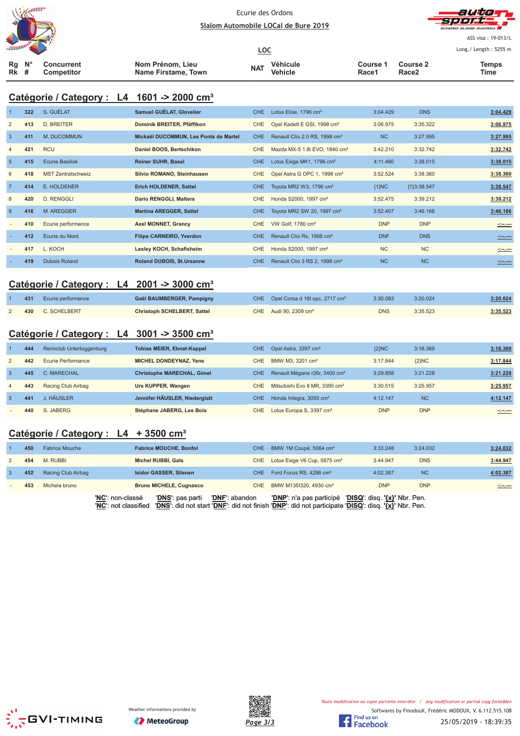Ecurie des Ordons

Slalom Automobile LOCal de Bure 2019

ASS visa : 19-013/L

LOC

Long./ Length : 5255 m

## Catégorie / Category : L4 1601 -> 2000 cm³

| Rg Rk | N° # | Concurrent Competitor | Nom Prénom, Lieu Name Firstame, Town | NAT | Véhicule Vehicle | Course 1 Race1 | Course 2 Race2 | Temps Time |
|---|---|---|---|---|---|---|---|---|
| 1 | 322 | S. GUÉLAT | **Samuel GUÉLAT, Glovelier** | CHE | Lotus Elise, 1796 cm³ | 3:04.429 | DNS | **3:04.429** |
| 2 | 413 | D. BREITER | **Dominik BREITER, Pfäffikon** | CHE | Opel Kadett E GSI, 1998 cm³ | 3:06.975 | 3:35.322 | **3:06.975** |
| 3 | 411 | M. DUCOMMUN | **Mickaël DUCOMMUN, Les Ponts de Martel** | CHE | Renault Clio 2.0 RS, 1998 cm³ | NC | 3:27.995 | **3:27.995** |
| 4 | 421 | RCU | **Daniel BOOS, Bertschikon** | CHE | Mazda MX-5 1.8i EVO, 1840 cm³ | 3:42.210 | 3:32.742 | **3:32.742** |
| 5 | 415 | Ecurie Basilisk | **Reiner SUHR, Basel** | CHE | Lotus Exige MK1, 1796 cm³ | 4:11.480 | 3:38.015 | **3:38.015** |
| 6 | 418 | MST Zentralschweiz | **Silvio ROMANO, Steinhausen** | CHE | Opel Astra G OPC 1, 1998 cm³ | 3:52.524 | 3:38.360 | **3:38.360** |
| 7 | 414 | E. HOLDENER | **Erich HOLDENER, Sattel** | CHE | Toyota MR2 W3, 1796 cm³ | {1}NC | {1}3:38.547 | **3:38.547** |
| 8 | 420 | D. RENGGLI | **Dario RENGGLI, Malters** | CHE | Honda S2000, 1997 cm³ | 3:52.475 | 3:39.212 | **3:39.212** |
| 9 | 416 | M. AREGGER | **Martina AREGGER, Sattel** | CHE | Toyota MR2 SW 20, 1997 cm³ | 3:52.407 | 3:46.166 | **3:46.166** |
| - | 410 | Ecurie performance | **Axel MONNET, Grancy** | CHE | VW Golf, 1780 cm³ | DNP | DNP | -:--.--- |
| - | 412 | Ecurie du Nord | **Filipe CARNEIRO, Yverdon** | CHE | Renault Clio Rs, 1998 cm³ | DNF | DNS | -:--.--- |
| - | 417 | L. KOCH | **Lesley KOCH, Schafisheim** | CHE | Honda S2000, 1997 cm³ | NC | NC | -:--.--- |
| - | 419 | Dubois Roland | **Roland DUBOIS, St.Ursanne** | CHE | Renault Clio 3 RS 2, 1998 cm³ | NC | NC | -:--.--- |

## Catégorie / Category : L4 2001 -> 3000 cm³

| Rg Rk | N° # | Concurrent Competitor | Nom Prénom, Lieu Name Firstame, Town | NAT | Véhicule Vehicle | Course 1 Race1 | Course 2 Race2 | Temps Time |
|---|---|---|---|---|---|---|---|---|
| 1 | 431 | Ecurie performance | **Gaël BAUMBERGER, Pampigny** | CHE | Opel Corsa d 16t opc, 2717 cm³ | 3:30.083 | 3:20.024 | **3:20.024** |
| 2 | 430 | C. SCHELBERT | **Christoph SCHELBERT, Sattel** | CHE | Audi 90, 2309 cm³ | DNS | 3:35.523 | **3:35.523** |

## Catégorie / Category : L4 3001 -> 3500 cm³

| Rg Rk | N° # | Concurrent Competitor | Nom Prénom, Lieu Name Firstame, Town | NAT | Véhicule Vehicle | Course 1 Race1 | Course 2 Race2 | Temps Time |
|---|---|---|---|---|---|---|---|---|
| 1 | 444 | Rennclub Untertoggenburg | **Tobias MEIER, Ebnat-Kappel** | CHE | Opel Astra, 3397 cm³ | {2}NC | 3:16.369 | **3:16.369** |
| 2 | 442 | Ecurie Performance | **MICHEL DONDEYNAZ, Yens** | CHE | BMW M3, 3201 cm³ | 3:17.844 | {2}NC | **3:17.844** |
| 3 | 445 | C. MARECHAL | **Christophe MARECHAL, Gimel** | CHE | Renault Mégane r26r, 3400 cm³ | 3:29.858 | 3:21.228 | **3:21.228** |
| 4 | 443 | Racing Club Airbag | **Urs KUPPER, Wangen** | CHE | Mitsubishi Evo 8 MR, 3395 cm³ | 3:30.515 | 3:25.957 | **3:25.957** |
| 5 | 441 | J. HÄUSLER | **Jennifer HÄUSLER, Niederglatt** | CHE | Honda Integra, 3055 cm³ | 4:12.147 | NC | **4:12.147** |
| - | 440 | S. JABERG | **Stéphane JABERG, Les Bois** | CHE | Lotus Europa S, 3397 cm³ | DNP | DNP | -:--.--- |

## Catégorie / Category : L4 + 3500 cm³

| Rg Rk | N° # | Concurrent Competitor | Nom Prénom, Lieu Name Firstame, Town | NAT | Véhicule Vehicle | Course 1 Race1 | Course 2 Race2 | Temps Time |
|---|---|---|---|---|---|---|---|---|
| 1 | 450 | Fabrice Mouche | **Fabrice MOUCHE, Bonfol** | CHE | BMW 1M Coupé, 5064 cm³ | 3:33.248 | 3:24.032 | **3:24.032** |
| 2 | 454 | M. RUBBI | **Michel RUBBI, Gals** | CHE | Lotus Exige V6 Cup, 5875 cm³ | 3:44.947 | DNS | **3:44.947** |
| 3 | 452 | Racing Club Airbag | **Isidor GASSER, Silenen** | CHE | Ford Focus RS, 4286 cm³ | 4:02.387 | NC | **4:02.387** |
| - | 453 | Michele bruno | **Bruno MICHELE, Cugnasco** | CHE | BMW M135I320, 4930 cm³ | DNP | DNP | -:--.--- |

'**NC**': non-classé '**DNS**': pas parti '**DNF**': abandon '**DNP**': n'a pas participé '**DISQ**': disq. '**{x}**' Nbr. Pen.
'**NC**': not classified '**DNS**': did not start '**DNF**': did not finish '**DNP**': did not participate '**DISQ**': disq. '**{x}**' Nbr. Pen.

Weather informations provided by MeteoGroup

*Toute modification ou copie partielle interdite / Any modification or partial copy forbidden*

Softwares by FmodouX, Frédéric MODOUX, V. 6.112.515.108

25/05/2019 - 18:39:35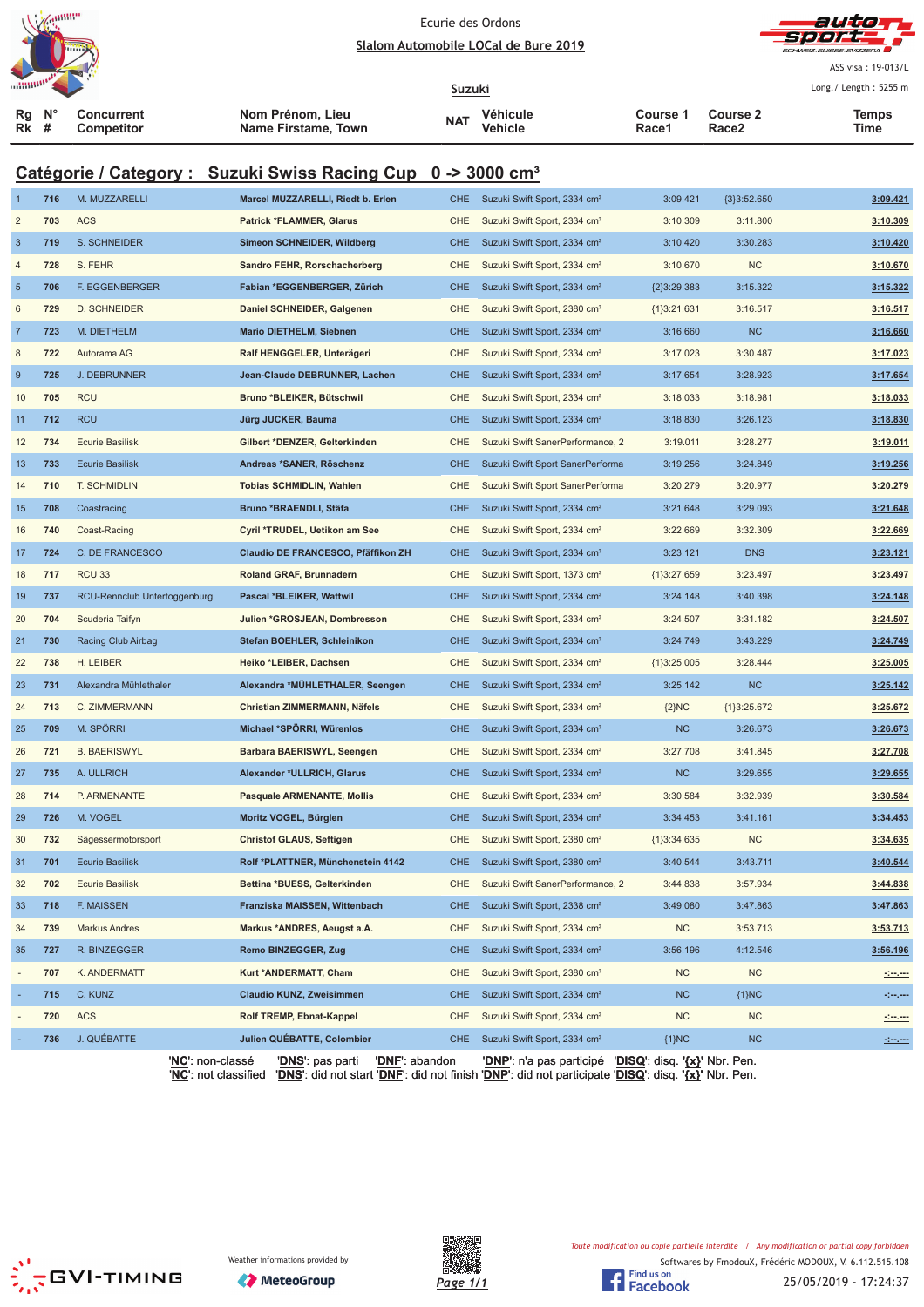Ecurie des Ordons

Slalom Automobile LOCal de Bure 2019

ASS visa : 19-013/L

Long./ Length : 5255 m

Suzuki

## Catégorie / Category : Suzuki Swiss Racing Cup 0 -> 3000 cm³

| Rg Rk | N° # | Concurrent Competitor | Nom Prénom, Lieu Name Firstame, Town | NAT | Véhicule Vehicle | Course 1 Race1 | Course 2 Race2 | Temps Time |
|---|---|---|---|---|---|---|---|---|
| 1 | 716 | M. MUZZARELLI | Marcel MUZZARELLI, Riedt b. Erlen | CHE | Suzuki Swift Sport, 2334 cm³ | 3:09.421 | {3}3:52.650 | 3:09.421 |
| 2 | 703 | ACS | Patrick *FLAMMER, Glarus | CHE | Suzuki Swift Sport, 2334 cm³ | 3:10.309 | 3:11.800 | 3:10.309 |
| 3 | 719 | S. SCHNEIDER | Simeon SCHNEIDER, Wildberg | CHE | Suzuki Swift Sport, 2334 cm³ | 3:10.420 | 3:30.283 | 3:10.420 |
| 4 | 728 | S. FEHR | Sandro FEHR, Rorschacherberg | CHE | Suzuki Swift Sport, 2334 cm³ | 3:10.670 | NC | 3:10.670 |
| 5 | 706 | F. EGGENBERGER | Fabian *EGGENBERGER, Zürich | CHE | Suzuki Swift Sport, 2334 cm³ | {2}3:29.383 | 3:15.322 | 3:15.322 |
| 6 | 729 | D. SCHNEIDER | Daniel SCHNEIDER, Galgenen | CHE | Suzuki Swift Sport, 2380 cm³ | {1}3:21.631 | 3:16.517 | 3:16.517 |
| 7 | 723 | M. DIETHELM | Mario DIETHELM, Siebnen | CHE | Suzuki Swift Sport, 2334 cm³ | 3:16.660 | NC | 3:16.660 |
| 8 | 722 | Autorama AG | Ralf HENGGELER, Unterägeri | CHE | Suzuki Swift Sport, 2334 cm³ | 3:17.023 | 3:30.487 | 3:17.023 |
| 9 | 725 | J. DEBRUNNER | Jean-Claude DEBRUNNER, Lachen | CHE | Suzuki Swift Sport, 2334 cm³ | 3:17.654 | 3:28.923 | 3:17.654 |
| 10 | 705 | RCU | Bruno *BLEIKER, Bütschwil | CHE | Suzuki Swift Sport, 2334 cm³ | 3:18.033 | 3:18.981 | 3:18.033 |
| 11 | 712 | RCU | Jürg JUCKER, Bauma | CHE | Suzuki Swift Sport, 2334 cm³ | 3:18.830 | 3:26.123 | 3:18.830 |
| 12 | 734 | Ecurie Basilisk | Gilbert *DENZER, Gelterkinden | CHE | Suzuki Swift SanerPerformance, 2 | 3:19.011 | 3:28.277 | 3:19.011 |
| 13 | 733 | Ecurie Basilisk | Andreas *SANER, Röschenz | CHE | Suzuki Swift Sport SanerPerforma | 3:19.256 | 3:24.849 | 3:19.256 |
| 14 | 710 | T. SCHMIDLIN | Tobias SCHMIDLIN, Wahlen | CHE | Suzuki Swift Sport SanerPerforma | 3:20.279 | 3:20.977 | 3:20.279 |
| 15 | 708 | Coastracing | Bruno *BRAENDLI, Stäfa | CHE | Suzuki Swift Sport, 2334 cm³ | 3:21.648 | 3:29.093 | 3:21.648 |
| 16 | 740 | Coast-Racing | Cyril *TRUDEL, Uetikon am See | CHE | Suzuki Swift Sport, 2334 cm³ | 3:22.669 | 3:32.309 | 3:22.669 |
| 17 | 724 | C. DE FRANCESCO | Claudio DE FRANCESCO, Pfäffikon ZH | CHE | Suzuki Swift Sport, 2334 cm³ | 3:23.121 | DNS | 3:23.121 |
| 18 | 717 | RCU 33 | Roland GRAF, Brunnadern | CHE | Suzuki Swift Sport, 1373 cm³ | {1}3:27.659 | 3:23.497 | 3:23.497 |
| 19 | 737 | RCU-Rennclub Untertoggenburg | Pascal *BLEIKER, Wattwil | CHE | Suzuki Swift Sport, 2334 cm³ | 3:24.148 | 3:40.398 | 3:24.148 |
| 20 | 704 | Scuderia Taifyn | Julien *GROSJEAN, Dombresson | CHE | Suzuki Swift Sport, 2334 cm³ | 3:24.507 | 3:31.182 | 3:24.507 |
| 21 | 730 | Racing Club Airbag | Stefan BOEHLER, Schleinikon | CHE | Suzuki Swift Sport, 2334 cm³ | 3:24.749 | 3:43.229 | 3:24.749 |
| 22 | 738 | H. LEIBER | Heiko *LEIBER, Dachsen | CHE | Suzuki Swift Sport, 2334 cm³ | {1}3:25.005 | 3:28.444 | 3:25.005 |
| 23 | 731 | Alexandra Mühlethaler | Alexandra *MÜHLETHALER, Seengen | CHE | Suzuki Swift Sport, 2334 cm³ | 3:25.142 | NC | 3:25.142 |
| 24 | 713 | C. ZIMMERMANN | Christian ZIMMERMANN, Näfels | CHE | Suzuki Swift Sport, 2334 cm³ | {2}NC | {1}3:25.672 | 3:25.672 |
| 25 | 709 | M. SPÖRRI | Michael *SPÖRRI, Würenlos | CHE | Suzuki Swift Sport, 2334 cm³ | NC | 3:26.673 | 3:26.673 |
| 26 | 721 | B. BAERISWYL | Barbara BAERISWYL, Seengen | CHE | Suzuki Swift Sport, 2334 cm³ | 3:27.708 | 3:41.845 | 3:27.708 |
| 27 | 735 | A. ULLRICH | Alexander *ULLRICH, Glarus | CHE | Suzuki Swift Sport, 2334 cm³ | NC | 3:29.655 | 3:29.655 |
| 28 | 714 | P. ARMENANTE | Pasquale ARMENANTE, Mollis | CHE | Suzuki Swift Sport, 2334 cm³ | 3:30.584 | 3:32.939 | 3:30.584 |
| 29 | 726 | M. VOGEL | Moritz VOGEL, Bürglen | CHE | Suzuki Swift Sport, 2334 cm³ | 3:34.453 | 3:41.161 | 3:34.453 |
| 30 | 732 | Sägessermotorsport | Christof GLAUS, Seftigen | CHE | Suzuki Swift Sport, 2380 cm³ | {1}3:34.635 | NC | 3:34.635 |
| 31 | 701 | Ecurie Basilisk | Rolf *PLATTNER, Münchenstein 4142 | CHE | Suzuki Swift Sport, 2380 cm³ | 3:40.544 | 3:43.711 | 3:40.544 |
| 32 | 702 | Ecurie Basilisk | Bettina *BUESS, Gelterkinden | CHE | Suzuki Swift SanerPerformance, 2 | 3:44.838 | 3:57.934 | 3:44.838 |
| 33 | 718 | F. MAISSEN | Franziska MAISSEN, Wittenbach | CHE | Suzuki Swift Sport, 2338 cm³ | 3:49.080 | 3:47.863 | 3:47.863 |
| 34 | 739 | Markus Andres | Markus *ANDRES, Aeugst a.A. | CHE | Suzuki Swift Sport, 2334 cm³ | NC | 3:53.713 | 3:53.713 |
| 35 | 727 | R. BINZEGGER | Remo BINZEGGER, Zug | CHE | Suzuki Swift Sport, 2334 cm³ | 3:56.196 | 4:12.546 | 3:56.196 |
| - | 707 | K. ANDERMATT | Kurt *ANDERMATT, Cham | CHE | Suzuki Swift Sport, 2380 cm³ | NC | NC | -:--.--- |
| - | 715 | C. KUNZ | Claudio KUNZ, Zweisimmen | CHE | Suzuki Swift Sport, 2334 cm³ | NC | {1}NC | -:--.--- |
| - | 720 | ACS | Rolf TREMP, Ebnat-Kappel | CHE | Suzuki Swift Sport, 2334 cm³ | NC | NC | -:--.--- |
| - | 736 | J. QUÉBATTE | Julien QUÉBATTE, Colombier | CHE | Suzuki Swift Sport, 2334 cm³ | {1}NC | NC | -:--.--- |

'NC': non-classé 'DNS': pas parti 'DNF': abandon 'DNP': n'a pas participé 'DISQ': disq. '{x}' Nbr. Pen.
'NC': not classified 'DNS': did not start 'DNF': did not finish 'DNP': did not participate 'DISQ': disq. '{x}' Nbr. Pen.

Toute modification ou copie partielle interdite / Any modification or partial copy forbidden

Softwares by FmodouX, Frédéric MODOUX, V. 6.112.515.108

Weather informations provided by MeteoGroup

25/05/2019 - 17:24:37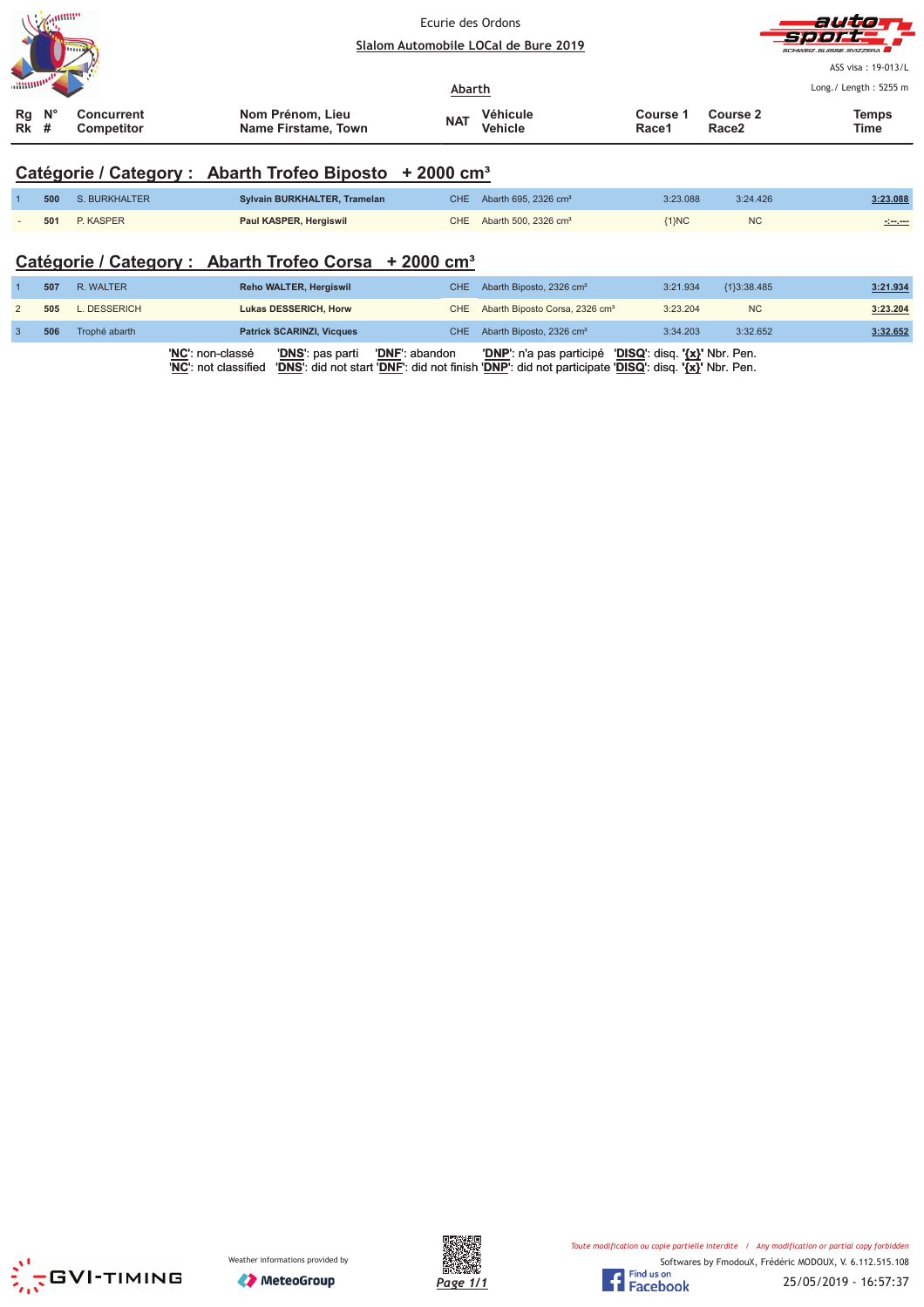Ecurie des Ordons

Slalom Automobile LOCal de Bure 2019

ASS visa : 19-013/L

Abarth

Long./ Length : 5255 m

## Catégorie / Category : Abarth Trofeo Biposto + 2000 cm³

| Rg Rk | N° # | Concurrent Competitor | Nom Prénom, Lieu Name Firstame, Town | NAT | Véhicule Vehicle | Course 1 Race1 | Course 2 Race2 | Temps Time |
|---|---|---|---|---|---|---|---|---|
| 1 | 500 | S. BURKHALTER | Sylvain BURKHALTER, Tramelan | CHE | Abarth 695, 2326 cm³ | 3:23.088 | 3:24.426 | 3:23.088 |
| - | 501 | P. KASPER | Paul KASPER, Hergiswil | CHE | Abarth 500, 2326 cm³ | {1}NC | NC | -:--.--- |

## Catégorie / Category : Abarth Trofeo Corsa + 2000 cm³

| Rg Rk | N° # | Concurrent Competitor | Nom Prénom, Lieu Name Firstame, Town | NAT | Véhicule Vehicle | Course 1 Race1 | Course 2 Race2 | Temps Time |
|---|---|---|---|---|---|---|---|---|
| 1 | 507 | R. WALTER | Reho WALTER, Hergiswil | CHE | Abarth Biposto, 2326 cm³ | 3:21.934 | {1}3:38.485 | 3:21.934 |
| 2 | 505 | L. DESSERICH | Lukas DESSERICH, Horw | CHE | Abarth Biposto Corsa, 2326 cm³ | 3:23.204 | NC | 3:23.204 |
| 3 | 506 | Trophé abarth | Patrick SCARINZI, Vicques | CHE | Abarth Biposto, 2326 cm³ | 3:34.203 | 3:32.652 | 3:32.652 |

'NC': non-classé 'DNS': pas parti 'DNF': abandon 'DNP': n'a pas participé 'DISQ': disq. '{x}' Nbr. Pen.
'NC': not classified 'DNS': did not start 'DNF': did not finish 'DNP': did not participate 'DISQ': disq. '{x}' Nbr. Pen.

Toute modification ou copie partielle interdite / Any modification or partial copy forbidden

Softwares by FmodouX, Frédéric MODOUX, V. 6.112.515.108

Weather informations provided by MeteoGroup

25/05/2019 - 16:57:37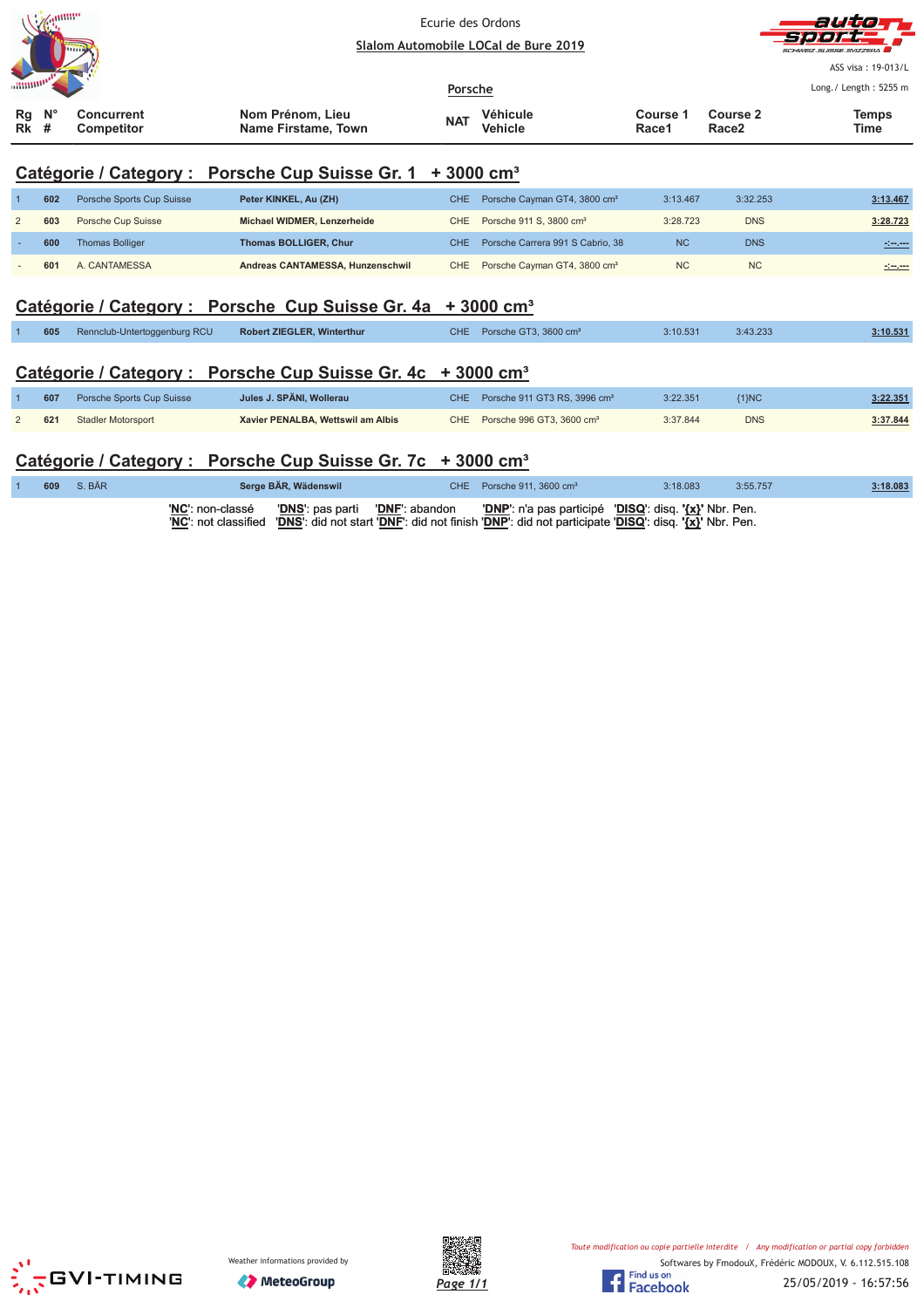Ecurie des Ordons

Slalom Automobile LOCal de Bure 2019

ASS visa : 19-013/L

Porsche

Long./ Length : 5255 m

| Rg Rk | N° # | Concurrent Competitor | Nom Prénom, Lieu Name Firstame, Town | NAT | Véhicule Vehicle | Course 1 Race1 | Course 2 Race2 | Temps Time |
|---|---|---|---|---|---|---|---|---|

## Catégorie / Category : Porsche Cup Suisse Gr. 1 + 3000 cm³

| Rg Rk | N° # | Concurrent Competitor | Nom Prénom, Lieu Name Firstame, Town | NAT | Véhicule Vehicle | Course 1 Race1 | Course 2 Race2 | Temps Time |
|---|---|---|---|---|---|---|---|---|
| 1 | 602 | Porsche Sports Cup Suisse | Peter KINKEL, Au (ZH) | CHE | Porsche Cayman GT4, 3800 cm³ | 3:13.467 | 3:32.253 | 3:13.467 |
| 2 | 603 | Porsche Cup Suisse | Michael WIDMER, Lenzerheide | CHE | Porsche 911 S, 3800 cm³ | 3:28.723 | DNS | 3:28.723 |
| - | 600 | Thomas Bolliger | Thomas BOLLIGER, Chur | CHE | Porsche Carrera 991 S Cabrio, 38 | NC | DNS | -:--.--- |
| - | 601 | A. CANTAMESSA | Andreas CANTAMESSA, Hunzenschwil | CHE | Porsche Cayman GT4, 3800 cm³ | NC | NC | -:--.--- |

## Catégorie / Category : Porsche Cup Suisse Gr. 4a + 3000 cm³

| Rg Rk | N° # | Concurrent Competitor | Nom Prénom, Lieu Name Firstame, Town | NAT | Véhicule Vehicle | Course 1 Race1 | Course 2 Race2 | Temps Time |
|---|---|---|---|---|---|---|---|---|
| 1 | 605 | Rennclub-Untertoggenburg RCU | Robert ZIEGLER, Winterthur | CHE | Porsche GT3, 3600 cm³ | 3:10.531 | 3:43.233 | 3:10.531 |

## Catégorie / Category : Porsche Cup Suisse Gr. 4c + 3000 cm³

| Rg Rk | N° # | Concurrent Competitor | Nom Prénom, Lieu Name Firstame, Town | NAT | Véhicule Vehicle | Course 1 Race1 | Course 2 Race2 | Temps Time |
|---|---|---|---|---|---|---|---|---|
| 1 | 607 | Porsche Sports Cup Suisse | Jules J. SPÄNI, Wollerau | CHE | Porsche 911 GT3 RS, 3996 cm³ | 3:22.351 | {1}NC | 3:22.351 |
| 2 | 621 | Stadler Motorsport | Xavier PENALBA, Wettswil am Albis | CHE | Porsche 996 GT3, 3600 cm³ | 3:37.844 | DNS | 3:37.844 |

## Catégorie / Category : Porsche Cup Suisse Gr. 7c + 3000 cm³

| Rg Rk | N° # | Concurrent Competitor | Nom Prénom, Lieu Name Firstame, Town | NAT | Véhicule Vehicle | Course 1 Race1 | Course 2 Race2 | Temps Time |
|---|---|---|---|---|---|---|---|---|
| 1 | 609 | S. BÄR | Serge BÄR, Wädenswil | CHE | Porsche 911, 3600 cm³ | 3:18.083 | 3:55.757 | 3:18.083 |

'NC': non-classé 'DNS': pas parti 'DNF': abandon 'DNP': n'a pas participé 'DISQ': disq. '{x}' Nbr. Pen.
'NC': not classified 'DNS': did not start 'DNF': did not finish 'DNP': did not participate 'DISQ': disq. '{x}' Nbr. Pen.

Weather informations provided by MeteoGroup

Toute modification ou copie partielle interdite / Any modification or partial copy forbidden

Softwares by FmodouX, Frédéric MODOUX, V. 6.112.515.108

25/05/2019 - 16:57:56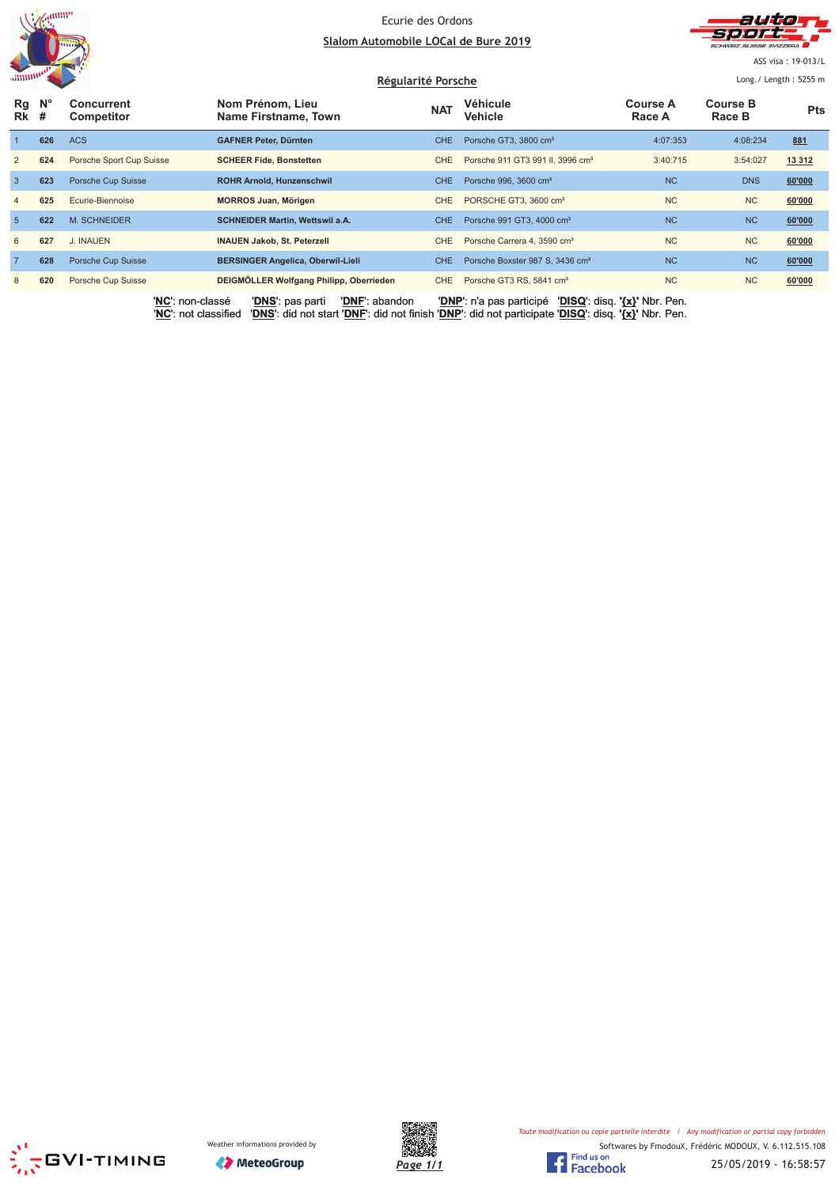Ecurie des Ordons

# Slalom Automobile LOCal de Bure 2019

ASS visa : 19-013/L

## Régularité Porsche

Long./ Length : 5255 m

| Rg Rk | N° # | Concurrent Competitor | Nom Prénom, Lieu Name Firstname, Town | NAT | Véhicule Vehicle | Course A Race A | Course B Race B | Pts |
|---|---|---|---|---|---|---|---|---|
| 1 | 626 | ACS | GAFNER Peter, Dürnten | CHE | Porsche GT3, 3800 cm³ | 4:07:353 | 4:08:234 | 881 |
| 2 | 624 | Porsche Sport Cup Suisse | SCHEER Fide, Bonstetten | CHE | Porsche 911 GT3 991 II, 3996 cm³ | 3:40:715 | 3:54:027 | 13 312 |
| 3 | 623 | Porsche Cup Suisse | ROHR Arnold, Hunzenschwil | CHE | Porsche 996, 3600 cm³ | NC | DNS | 60'000 |
| 4 | 625 | Ecurie-Biennoise | MORROS Juan, Mörigen | CHE | PORSCHE GT3, 3600 cm³ | NC | NC | 60'000 |
| 5 | 622 | M. SCHNEIDER | SCHNEIDER Martin, Wettswil a.A. | CHE | Porsche 991 GT3, 4000 cm³ | NC | NC | 60'000 |
| 6 | 627 | J. INAUEN | INAUEN Jakob, St. Peterzell | CHE | Porsche Carrera 4, 3590 cm³ | NC | NC | 60'000 |
| 7 | 628 | Porsche Cup Suisse | BERSINGER Angelica, Oberwil-Lieli | CHE | Porsche Boxster 987 S, 3436 cm³ | NC | NC | 60'000 |
| 8 | 620 | Porsche Cup Suisse | DEIGMÖLLER Wolfgang Philipp, Oberrieden | CHE | Porsche GT3 RS, 5841 cm³ | NC | NC | 60'000 |

'NC': non-classé 'DNS': pas parti 'DNF': abandon 'DNP': n'a pas participé 'DISQ': disq. '{x}' Nbr. Pen.
'NC': not classified 'DNS': did not start 'DNF': did not finish 'DNP': did not participate 'DISQ': disq. '{x}' Nbr. Pen.

Weather informations provided by MeteoGroup

Toute modification ou copie partielle interdite / Any modification or partial copy forbidden

Softwares by FmodouX, Frédéric MODOUX, V. 6.112.515.108

25/05/2019 - 16:58:57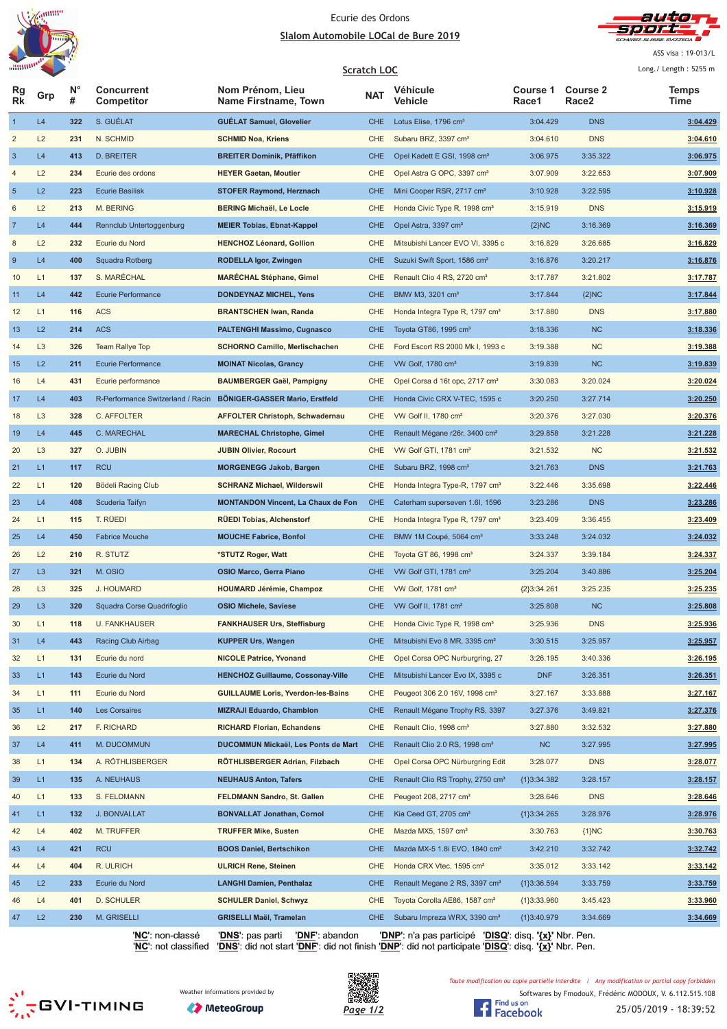# Ecurie des Ordons

## Slalom Automobile LOCal de Bure 2019

ASS visa : 19-013/L

### Scratch LOC

Long./ Length : 5255 m

| Rg Rk | Grp | N° # | Concurrent Competitor | Nom Prénom, Lieu Name Firstname, Town | NAT | Véhicule Vehicle | Course 1 Race1 | Course 2 Race2 | Temps Time |
|---|---|---|---|---|---|---|---|---|---|
| 1 | L4 | 322 | S. GUÉLAT | GUÉLAT Samuel, Glovelier | CHE | Lotus Elise, 1796 cm³ | 3:04.429 | DNS | 3:04.429 |
| 2 | L2 | 231 | N. SCHMID | SCHMID Noa, Kriens | CHE | Subaru BRZ, 3397 cm³ | 3:04.610 | DNS | 3:04.610 |
| 3 | L4 | 413 | D. BREITER | BREITER Dominik, Pfäffikon | CHE | Opel Kadett E GSI, 1998 cm³ | 3:06.975 | 3:35.322 | 3:06.975 |
| 4 | L2 | 234 | Ecurie des ordons | HEYER Gaetan, Moutier | CHE | Opel Astra G OPC, 3397 cm³ | 3:07.909 | 3:22.653 | 3:07.909 |
| 5 | L2 | 223 | Ecurie Basilisk | STOFER Raymond, Herznach | CHE | Mini Cooper RSR, 2717 cm³ | 3:10.928 | 3:22.595 | 3:10.928 |
| 6 | L2 | 213 | M. BERING | BERING Michaël, Le Locle | CHE | Honda Civic Type R, 1998 cm³ | 3:15.919 | DNS | 3:15.919 |
| 7 | L4 | 444 | Rennclub Untertoggenburg | MEIER Tobias, Ebnat-Kappel | CHE | Opel Astra, 3397 cm³ | {2}NC | 3:16.369 | 3:16.369 |
| 8 | L2 | 232 | Ecurie du Nord | HENCHOZ Léonard, Gollion | CHE | Mitsubishi Lancer EVO VI, 3395 c | 3:16.829 | 3:26.685 | 3:16.829 |
| 9 | L4 | 400 | Squadra Rotberg | RODELLA Igor, Zwingen | CHE | Suzuki Swift Sport, 1586 cm³ | 3:16.876 | 3:20.217 | 3:16.876 |
| 10 | L1 | 137 | S. MARÉCHAL | MARÉCHAL Stéphane, Gimel | CHE | Renault Clio 4 RS, 2720 cm³ | 3:17.787 | 3:21.802 | 3:17.787 |
| 11 | L4 | 442 | Ecurie Performance | DONDEYNAZ MICHEL, Yens | CHE | BMW M3, 3201 cm³ | 3:17.844 | {2}NC | 3:17.844 |
| 12 | L1 | 116 | ACS | BRANTSCHEN Iwan, Randa | CHE | Honda Integra Type R, 1797 cm³ | 3:17.880 | DNS | 3:17.880 |
| 13 | L2 | 214 | ACS | PALTENGHI Massimo, Cugnasco | CHE | Toyota GT86, 1995 cm³ | 3:18.336 | NC | 3:18.336 |
| 14 | L3 | 326 | Team Rallye Top | SCHORNO Camillo, Merlischachen | CHE | Ford Escort RS 2000 Mk I, 1993 c | 3:19.388 | NC | 3:19.388 |
| 15 | L2 | 211 | Ecurie Performance | MOINAT Nicolas, Grancy | CHE | VW Golf, 1780 cm³ | 3:19.839 | NC | 3:19.839 |
| 16 | L4 | 431 | Ecurie performance | BAUMBERGER Gaël, Pampigny | CHE | Opel Corsa d 16t opc, 2717 cm³ | 3:30.083 | 3:20.024 | 3:20.024 |
| 17 | L4 | 403 | R-Performance Switzerland / Racin | BÖNIGER-GASSER Mario, Erstfeld | CHE | Honda Civic CRX V-TEC, 1595 c | 3:20.250 | 3:27.714 | 3:20.250 |
| 18 | L3 | 328 | C. AFFOLTER | AFFOLTER Christoph, Schwadernau | CHE | VW Golf II, 1780 cm³ | 3:20.376 | 3:27.030 | 3:20.376 |
| 19 | L4 | 445 | C. MARECHAL | MARECHAL Christophe, Gimel | CHE | Renault Mégane r26r, 3400 cm³ | 3:29.858 | 3:21.228 | 3:21.228 |
| 20 | L3 | 327 | O. JUBIN | JUBIN Olivier, Rocourt | CHE | VW Golf GTI, 1781 cm³ | 3:21.532 | NC | 3:21.532 |
| 21 | L1 | 117 | RCU | MORGENEGG Jakob, Bargen | CHE | Subaru BRZ, 1998 cm³ | 3:21.763 | DNS | 3:21.763 |
| 22 | L1 | 120 | Bödeli Racing Club | SCHRANZ Michael, Wilderswil | CHE | Honda Integra Type-R, 1797 cm³ | 3:22.446 | 3:35.698 | 3:22.446 |
| 23 | L4 | 408 | Scuderia Taifyn | MONTANDON Vincent, La Chaux de Fon | CHE | Caterham superseven 1.6l, 1596 | 3:23.286 | DNS | 3:23.286 |
| 24 | L1 | 115 | T. RÜEDI | RÜEDI Tobias, Alchenstorf | CHE | Honda Integra Type R, 1797 cm³ | 3:23.409 | 3:36.455 | 3:23.409 |
| 25 | L4 | 450 | Fabrice Mouche | MOUCHE Fabrice, Bonfol | CHE | BMW 1M Coupé, 5064 cm³ | 3:33.248 | 3:24.032 | 3:24.032 |
| 26 | L2 | 210 | R. STUTZ | *STUTZ Roger, Watt | CHE | Toyota GT 86, 1998 cm³ | 3:24.337 | 3:39.184 | 3:24.337 |
| 27 | L3 | 321 | M. OSIO | OSIO Marco, Gerra Piano | CHE | VW Golf GTI, 1781 cm³ | 3:25.204 | 3:40.886 | 3:25.204 |
| 28 | L3 | 325 | J. HOUMARD | HOUMARD Jérémie, Champoz | CHE | VW Golf, 1781 cm³ | {2}3:34.261 | 3:25.235 | 3:25.235 |
| 29 | L3 | 320 | Squadra Corse Quadrifoglio | OSIO Michele, Saviese | CHE | VW Golf II, 1781 cm³ | 3:25.808 | NC | 3:25.808 |
| 30 | L1 | 118 | U. FANKHAUSER | FANKHAUSER Urs, Steffisburg | CHE | Honda Civic Type R, 1998 cm³ | 3:25.936 | DNS | 3:25.936 |
| 31 | L4 | 443 | Racing Club Airbag | KUPPER Urs, Wangen | CHE | Mitsubishi Evo 8 MR, 3395 cm³ | 3:30.515 | 3:25.957 | 3:25.957 |
| 32 | L1 | 131 | Ecurie du nord | NICOLE Patrice, Yvonand | CHE | Opel Corsa OPC Nurburgring, 27 | 3:26.195 | 3:40.336 | 3:26.195 |
| 33 | L1 | 143 | Ecurie du Nord | HENCHOZ Guillaume, Cossonay-Ville | CHE | Mitsubishi Lancer Evo IX, 3395 c | DNF | 3:26.351 | 3:26.351 |
| 34 | L1 | 111 | Ecurie du Nord | GUILLAUME Loris, Yverdon-les-Bains | CHE | Peugeot 306 2.0 16V, 1998 cm³ | 3:27.167 | 3:33.888 | 3:27.167 |
| 35 | L1 | 140 | Les Corsaires | MIZRAJI Eduardo, Chamblon | CHE | Renault Mégane Trophy RS, 3397 | 3:27.376 | 3:49.821 | 3:27.376 |
| 36 | L2 | 217 | F. RICHARD | RICHARD Florian, Echandens | CHE | Renault Clio, 1998 cm³ | 3:27.880 | 3:32.532 | 3:27.880 |
| 37 | L4 | 411 | M. DUCOMMUN | DUCOMMUN Mickaël, Les Ponts de Mart | CHE | Renault Clio 2.0 RS, 1998 cm³ | NC | 3:27.995 | 3:27.995 |
| 38 | L1 | 134 | A. RÖTHLISBERGER | RÖTHLISBERGER Adrian, Filzbach | CHE | Opel Corsa OPC Nürburgring Edit | 3:28.077 | DNS | 3:28.077 |
| 39 | L1 | 135 | A. NEUHAUS | NEUHAUS Anton, Tafers | CHE | Renault Clio RS Trophy, 2750 cm³ | {1}3:34.382 | 3:28.157 | 3:28.157 |
| 40 | L1 | 133 | S. FELDMANN | FELDMANN Sandro, St. Gallen | CHE | Peugeot 208, 2717 cm³ | 3:28.646 | DNS | 3:28.646 |
| 41 | L1 | 132 | J. BONVALLAT | BONVALLAT Jonathan, Cornol | CHE | Kia Ceed GT, 2705 cm³ | {1}3:34.265 | 3:28.976 | 3:28.976 |
| 42 | L4 | 402 | M. TRUFFER | TRUFFER Mike, Susten | CHE | Mazda MX5, 1597 cm³ | 3:30.763 | {1}NC | 3:30.763 |
| 43 | L4 | 421 | RCU | BOOS Daniel, Bertschikon | CHE | Mazda MX-5 1.8i EVO, 1840 cm³ | 3:42.210 | 3:32.742 | 3:32.742 |
| 44 | L4 | 404 | R. ULRICH | ULRICH Rene, Steinen | CHE | Honda CRX Vtec, 1595 cm³ | 3:35.012 | 3:33.142 | 3:33.142 |
| 45 | L2 | 233 | Ecurie du Nord | LANGHI Damien, Penthalaz | CHE | Renault Megane 2 RS, 3397 cm³ | {1}3:36.594 | 3:33.759 | 3:33.759 |
| 46 | L4 | 401 | D. SCHULER | SCHULER Daniel, Schwyz | CHE | Toyota Corolla AE86, 1587 cm³ | {1}3:33.960 | 3:45.423 | 3:33.960 |
| 47 | L2 | 230 | M. GRISELLI | GRISELLI Maël, Tramelan | CHE | Subaru Impreza WRX, 3390 cm³ | {1}3:40.979 | 3:34.669 | 3:34.669 |

'NC': non-classé 'DNS': pas parti 'DNF': abandon 'DNP': n'a pas participé 'DISQ': disq. '{x}' Nbr. Pen.
'NC': not classified 'DNS': did not start 'DNF': did not finish 'DNP': did not participate 'DISQ': disq. '{x}' Nbr. Pen.

Weather informations provided by MeteoGroup

*Toute modification ou copie partielle interdite / Any modification or partial copy forbidden*

Softwares by FmodouX, Frédéric MODOUX, V. 6.112.515.108

25/05/2019 - 18:39:52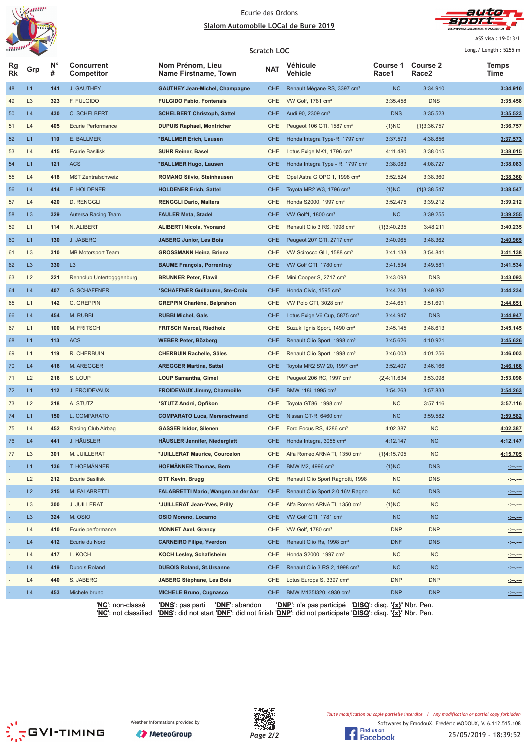Ecurie des Ordons

## Slalom Automobile LOCal de Bure 2019

ASS visa : 19-013/L

### Scratch LOC

Long./ Length : 5255 m

| Rg Rk | Grp | N° # | Concurrent Competitor | Nom Prénom, Lieu Name Firstname, Town | NAT | Véhicule Vehicle | Course 1 Race1 | Course 2 Race2 | Temps Time |
|---|---|---|---|---|---|---|---|---|---|
| 48 | L1 | 141 | J. GAUTHEY | GAUTHEY Jean-Michel, Champagne | CHE | Renault Mégane RS, 3397 cm³ | NC | 3:34.910 | 3:34.910 |
| 49 | L3 | 323 | F. FULGIDO | FULGIDO Fabio, Fontenais | CHE | VW Golf, 1781 cm³ | 3:35.458 | DNS | 3:35.458 |
| 50 | L4 | 430 | C. SCHELBERT | SCHELBERT Christoph, Sattel | CHE | Audi 90, 2309 cm³ | DNS | 3:35.523 | 3:35.523 |
| 51 | L4 | 405 | Ecurie Performance | DUPUIS Raphael, Montricher | CHE | Peugeot 106 GTI, 1587 cm³ | {1}NC | {1}3:36.757 | 3:36.757 |
| 52 | L1 | 110 | E. BALLMER | *BALLMER Erich, Lausen | CHE | Honda Integra Type-R, 1797 cm³ | 3:37.573 | 4:38.856 | 3:37.573 |
| 53 | L4 | 415 | Ecurie Basilisk | SUHR Reiner, Basel | CHE | Lotus Exige MK1, 1796 cm³ | 4:11.480 | 3:38.015 | 3:38.015 |
| 54 | L1 | 121 | ACS | *BALLMER Hugo, Lausen | CHE | Honda Integra Type - R, 1797 cm³ | 3:38.083 | 4:08.727 | 3:38.083 |
| 55 | L4 | 418 | MST Zentralschweiz | ROMANO Silvio, Steinhausen | CHE | Opel Astra G OPC 1, 1998 cm³ | 3:52.524 | 3:38.360 | 3:38.360 |
| 56 | L4 | 414 | E. HOLDENER | HOLDENER Erich, Sattel | CHE | Toyota MR2 W3, 1796 cm³ | {1}NC | {1}3:38.547 | 3:38.547 |
| 57 | L4 | 420 | D. RENGGLI | RENGGLI Dario, Malters | CHE | Honda S2000, 1997 cm³ | 3:52.475 | 3:39.212 | 3:39.212 |
| 58 | L3 | 329 | Autersa Racing Team | FAULER Meta, Stadel | CHE | VW Golf1, 1800 cm³ | NC | 3:39.255 | 3:39.255 |
| 59 | L1 | 114 | N. ALIBERTI | ALIBERTI Nicola, Yvonand | CHE | Renault Clio 3 RS, 1998 cm³ | {1}3:40.235 | 3:48.211 | 3:40.235 |
| 60 | L1 | 130 | J. JABERG | JABERG Junior, Les Bois | CHE | Peugeot 207 GTI, 2717 cm³ | 3:40.965 | 3:48.362 | 3:40.965 |
| 61 | L3 | 310 | MB Motorsport Team | GROSSMANN Heinz, Brienz | CHE | VW Scirocco GLI, 1588 cm³ | 3:41.138 | 3:54.841 | 3:41.138 |
| 62 | L3 | 330 | L3 | BAUME François, Porrentruy | CHE | VW Golf GTI, 1780 cm³ | 3:41.534 | 3:49.581 | 3:41.534 |
| 63 | L2 | 221 | Rennclub Untertogggenburg | BRUNNER Peter, Flawil | CHE | Mini Cooper S, 2717 cm³ | 3:43.093 | DNS | 3:43.093 |
| 64 | L4 | 407 | G. SCHAFFNER | *SCHAFFNER Guillaume, Ste-Croix | CHE | Honda Civic, 1595 cm³ | 3:44.234 | 3:49.392 | 3:44.234 |
| 65 | L1 | 142 | C. GREPPIN | GREPPIN Charlène, Belprahon | CHE | VW Polo GTI, 3028 cm³ | 3:44.651 | 3:51.691 | 3:44.651 |
| 66 | L4 | 454 | M. RUBBI | RUBBI Michel, Gals | CHE | Lotus Exige V6 Cup, 5875 cm³ | 3:44.947 | DNS | 3:44.947 |
| 67 | L1 | 100 | M. FRITSCH | FRITSCH Marcel, Riedholz | CHE | Suzuki Ignis Sport, 1490 cm³ | 3:45.145 | 3:48.613 | 3:45.145 |
| 68 | L1 | 113 | ACS | WEBER Peter, Bözberg | CHE | Renault Clio Sport, 1998 cm³ | 3:45.626 | 4:10.921 | 3:45.626 |
| 69 | L1 | 119 | R. CHERBUIN | CHERBUIN Rachelle, Sâles | CHE | Renault Clio Sport, 1998 cm³ | 3:46.003 | 4:01.256 | 3:46.003 |
| 70 | L4 | 416 | M. AREGGER | AREGGER Martina, Sattel | CHE | Toyota MR2 SW 20, 1997 cm³ | 3:52.407 | 3:46.166 | 3:46.166 |
| 71 | L2 | 216 | S. LOUP | LOUP Samantha, Gimel | CHE | Peugeot 206 RC, 1997 cm³ | {2}4:11.634 | 3:53.098 | 3:53.098 |
| 72 | L1 | 112 | J. FROIDEVAUX | FROIDEVAUX Jimmy, Charmoille | CHE | BMW 118i, 1995 cm³ | 3:54.263 | 3:57.833 | 3:54.263 |
| 73 | L2 | 218 | A. STUTZ | *STUTZ André, Opfikon | CHE | Toyota GT86, 1998 cm³ | NC | 3:57.116 | 3:57.116 |
| 74 | L1 | 150 | L. COMPARATO | COMPARATO Luca, Merenschwand | CHE | Nissan GT-R, 6460 cm³ | NC | 3:59.582 | 3:59.582 |
| 75 | L4 | 452 | Racing Club Airbag | GASSER Isidor, Silenen | CHE | Ford Focus RS, 4286 cm³ | 4:02.387 | NC | 4:02.387 |
| 76 | L4 | 441 | J. HÄUSLER | HÄUSLER Jennifer, Niederglatt | CHE | Honda Integra, 3055 cm³ | 4:12.147 | NC | 4:12.147 |
| 77 | L3 | 301 | M. JUILLERAT | *JUILLERAT Maurice, Courcelon | CHE | Alfa Romeo ARNA TI, 1350 cm³ | {1}4:15.705 | NC | 4:15.705 |
| - | L1 | 136 | T. HOFMÄNNER | HOFMÄNNER Thomas, Bern | CHE | BMW M2, 4996 cm³ | {1}NC | DNS | -:--.--- |
| - | L2 | 212 | Ecurie Basilisk | OTT Kevin, Brugg | CHE | Renault Clio Sport Ragnotti, 1998 | NC | DNS | -:--.--- |
| - | L2 | 215 | M. FALABRETTI | FALABRETTI Mario, Wangen an der Aar | CHE | Renault Clio Sport 2.0 16V Ragno | NC | DNS | -:--.--- |
| - | L3 | 300 | J. JUILLERAT | *JUILLERAT Jean-Yves, Prilly | CHE | Alfa Romeo ARNA TI, 1350 cm³ | {1}NC | NC | -:--.--- |
| - | L3 | 324 | M. OSIO | OSIO Moreno, Locarno | CHE | VW Golf GTI, 1781 cm³ | NC | NC | -:--.--- |
| - | L4 | 410 | Ecurie performance | MONNET Axel, Grancy | CHE | VW Golf, 1780 cm³ | DNP | DNP | -:--.--- |
| - | L4 | 412 | Ecurie du Nord | CARNEIRO Filipe, Yverdon | CHE | Renault Clio Rs, 1998 cm³ | DNF | DNS | -:--.--- |
| - | L4 | 417 | L. KOCH | KOCH Lesley, Schafisheim | CHE | Honda S2000, 1997 cm³ | NC | NC | -:--.--- |
| - | L4 | 419 | Dubois Roland | DUBOIS Roland, St.Ursanne | CHE | Renault Clio 3 RS 2, 1998 cm³ | NC | NC | -:--.--- |
| - | L4 | 440 | S. JABERG | JABERG Stéphane, Les Bois | CHE | Lotus Europa S, 3397 cm³ | DNP | DNP | -:--.--- |
| - | L4 | 453 | Michele bruno | MICHELE Bruno, Cugnasco | CHE | BMW M135I320, 4930 cm³ | DNP | DNP | -:--.--- |

'NC': non-classé 'DNS': pas parti 'DNF': abandon 'DNP': n'a pas participé 'DISQ': disq. '{x}' Nbr. Pen.
'NC': not classified 'DNS': did not start 'DNF': did not finish 'DNP': did not participate 'DISQ': disq. '{x}' Nbr. Pen.

Weather informations provided by MeteoGroup

Toute modification ou copie partielle interdite / Any modification or partial copy forbidden

Softwares by FmodouX, Frédéric MODOUX, V. 6.112.515.108

25/05/2019 - 18:39:52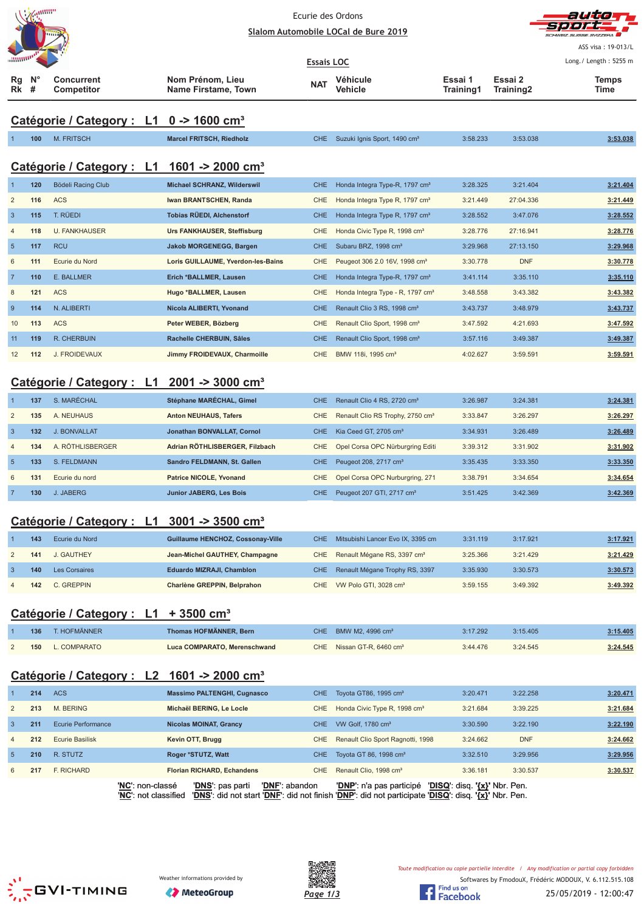Ecurie des Ordons

Slalom Automobile LOCal de Bure 2019

ASS visa : 19-013/L

Essais LOC

Long./ Length : 5255 m

| Rg Rk | N° # | Concurrent Competitor | Nom Prénom, Lieu Name Firstame, Town | NAT | Véhicule Vehicle | Essai 1 Training1 | Essai 2 Training2 | Temps Time |
|---|---|---|---|---|---|---|---|---|

## Catégorie / Category : L1 0 -> 1600 cm³

| Rg | N° | Concurrent | Nom Prénom, Lieu | NAT | Véhicule | Essai 1 | Essai 2 | Temps |
|---|---|---|---|---|---|---|---|---|
| 1 | 100 | M. FRITSCH | Marcel FRITSCH, Riedholz | CHE | Suzuki Ignis Sport, 1490 cm³ | 3:58.233 | 3:53.038 | 3:53.038 |

## Catégorie / Category : L1 1601 -> 2000 cm³

| Rg | N° | Concurrent | Nom Prénom, Lieu | NAT | Véhicule | Essai 1 | Essai 2 | Temps |
|---|---|---|---|---|---|---|---|---|
| 1 | 120 | Bödeli Racing Club | Michael SCHRANZ, Wilderswil | CHE | Honda Integra Type-R, 1797 cm³ | 3:28.325 | 3:21.404 | 3:21.404 |
| 2 | 116 | ACS | Iwan BRANTSCHEN, Randa | CHE | Honda Integra Type R, 1797 cm³ | 3:21.449 | 27:04.336 | 3:21.449 |
| 3 | 115 | T. RÜEDI | Tobias RÜEDI, Alchenstorf | CHE | Honda Integra Type R, 1797 cm³ | 3:28.552 | 3:47.076 | 3:28.552 |
| 4 | 118 | U. FANKHAUSER | Urs FANKHAUSER, Steffisburg | CHE | Honda Civic Type R, 1998 cm³ | 3:28.776 | 27:16.941 | 3:28.776 |
| 5 | 117 | RCU | Jakob MORGENEGG, Bargen | CHE | Subaru BRZ, 1998 cm³ | 3:29.968 | 27:13.150 | 3:29.968 |
| 6 | 111 | Ecurie du Nord | Loris GUILLAUME, Yverdon-les-Bains | CHE | Peugeot 306 2.0 16V, 1998 cm³ | 3:30.778 | DNF | 3:30.778 |
| 7 | 110 | E. BALLMER | Erich *BALLMER, Lausen | CHE | Honda Integra Type-R, 1797 cm³ | 3:41.114 | 3:35.110 | 3:35.110 |
| 8 | 121 | ACS | Hugo *BALLMER, Lausen | CHE | Honda Integra Type - R, 1797 cm³ | 3:48.558 | 3:43.382 | 3:43.382 |
| 9 | 114 | N. ALIBERTI | Nicola ALIBERTI, Yvonand | CHE | Renault Clio 3 RS, 1998 cm³ | 3:43.737 | 3:48.979 | 3:43.737 |
| 10 | 113 | ACS | Peter WEBER, Bözberg | CHE | Renault Clio Sport, 1998 cm³ | 3:47.592 | 4:21.693 | 3:47.592 |
| 11 | 119 | R. CHERBUIN | Rachelle CHERBUIN, Sâles | CHE | Renault Clio Sport, 1998 cm³ | 3:57.116 | 3:49.387 | 3:49.387 |
| 12 | 112 | J. FROIDEVAUX | Jimmy FROIDEVAUX, Charmoille | CHE | BMW 118i, 1995 cm³ | 4:02.627 | 3:59.591 | 3:59.591 |

## Catégorie / Category : L1 2001 -> 3000 cm³

| Rg | N° | Concurrent | Nom Prénom, Lieu | NAT | Véhicule | Essai 1 | Essai 2 | Temps |
|---|---|---|---|---|---|---|---|---|
| 1 | 137 | S. MARÉCHAL | Stéphane MARÉCHAL, Gimel | CHE | Renault Clio 4 RS, 2720 cm³ | 3:26.987 | 3:24.381 | 3:24.381 |
| 2 | 135 | A. NEUHAUS | Anton NEUHAUS, Tafers | CHE | Renault Clio RS Trophy, 2750 cm³ | 3:33.847 | 3:26.297 | 3:26.297 |
| 3 | 132 | J. BONVALLAT | Jonathan BONVALLAT, Cornol | CHE | Kia Ceed GT, 2705 cm³ | 3:34.931 | 3:26.489 | 3:26.489 |
| 4 | 134 | A. RÖTHLISBERGER | Adrian RÖTHLISBERGER, Filzbach | CHE | Opel Corsa OPC Nürburgring Editi | 3:39.312 | 3:31.902 | 3:31.902 |
| 5 | 133 | S. FELDMANN | Sandro FELDMANN, St. Gallen | CHE | Peugeot 208, 2717 cm³ | 3:35.435 | 3:33.350 | 3:33.350 |
| 6 | 131 | Ecurie du nord | Patrice NICOLE, Yvonand | CHE | Opel Corsa OPC Nurburgring, 271 | 3:38.791 | 3:34.654 | 3:34.654 |
| 7 | 130 | J. JABERG | Junior JABERG, Les Bois | CHE | Peugeot 207 GTI, 2717 cm³ | 3:51.425 | 3:42.369 | 3:42.369 |

## Catégorie / Category : L1 3001 -> 3500 cm³

| Rg | N° | Concurrent | Nom Prénom, Lieu | NAT | Véhicule | Essai 1 | Essai 2 | Temps |
|---|---|---|---|---|---|---|---|---|
| 1 | 143 | Ecurie du Nord | Guillaume HENCHOZ, Cossonay-Ville | CHE | Mitsubishi Lancer Evo IX, 3395 cm | 3:31.119 | 3:17.921 | 3:17.921 |
| 2 | 141 | J. GAUTHEY | Jean-Michel GAUTHEY, Champagne | CHE | Renault Mégane RS, 3397 cm³ | 3:25.366 | 3:21.429 | 3:21.429 |
| 3 | 140 | Les Corsaires | Eduardo MIZRAJI, Chamblon | CHE | Renault Mégane Trophy RS, 3397 | 3:35.930 | 3:30.573 | 3:30.573 |
| 4 | 142 | C. GREPPIN | Charlène GREPPIN, Belprahon | CHE | VW Polo GTI, 3028 cm³ | 3:59.155 | 3:49.392 | 3:49.392 |

## Catégorie / Category : L1 + 3500 cm³

| Rg | N° | Concurrent | Nom Prénom, Lieu | NAT | Véhicule | Essai 1 | Essai 2 | Temps |
|---|---|---|---|---|---|---|---|---|
| 1 | 136 | T. HOFMÄNNER | Thomas HOFMÄNNER, Bern | CHE | BMW M2, 4996 cm³ | 3:17.292 | 3:15.405 | 3:15.405 |
| 2 | 150 | L. COMPARATO | Luca COMPARATO, Merenschwand | CHE | Nissan GT-R, 6460 cm³ | 3:44.476 | 3:24.545 | 3:24.545 |

## Catégorie / Category : L2 1601 -> 2000 cm³

| Rg | N° | Concurrent | Nom Prénom, Lieu | NAT | Véhicule | Essai 1 | Essai 2 | Temps |
|---|---|---|---|---|---|---|---|---|
| 1 | 214 | ACS | Massimo PALTENGHI, Cugnasco | CHE | Toyota GT86, 1995 cm³ | 3:20.471 | 3:22.258 | 3:20.471 |
| 2 | 213 | M. BERING | Michaël BERING, Le Locle | CHE | Honda Civic Type R, 1998 cm³ | 3:21.684 | 3:39.225 | 3:21.684 |
| 3 | 211 | Ecurie Performance | Nicolas MOINAT, Grancy | CHE | VW Golf, 1780 cm³ | 3:30.590 | 3:22.190 | 3:22.190 |
| 4 | 212 | Ecurie Basilisk | Kevin OTT, Brugg | CHE | Renault Clio Sport Ragnotti, 1998 | 3:24.662 | DNF | 3:24.662 |
| 5 | 210 | R. STUTZ | Roger *STUTZ, Watt | CHE | Toyota GT 86, 1998 cm³ | 3:32.510 | 3:29.956 | 3:29.956 |
| 6 | 217 | F. RICHARD | Florian RICHARD, Echandens | CHE | Renault Clio, 1998 cm³ | 3:36.181 | 3:30.537 | 3:30.537 |

'NC': non-classé 'DNS': pas parti 'DNF': abandon 'DNP': n'a pas participé 'DISQ': disq. '{x}' Nbr. Pen.
'NC': not classified 'DNS': did not start 'DNF': did not finish 'DNP': did not participate 'DISQ': disq. '{x}' Nbr. Pen.

Weather informations provided by MeteoGroup

Toute modification ou copie partielle interdite / Any modification or partial copy forbidden

Softwares by FmodouX, Frédéric MODOUX, V. 6.112.515.108

25/05/2019 - 12:00:47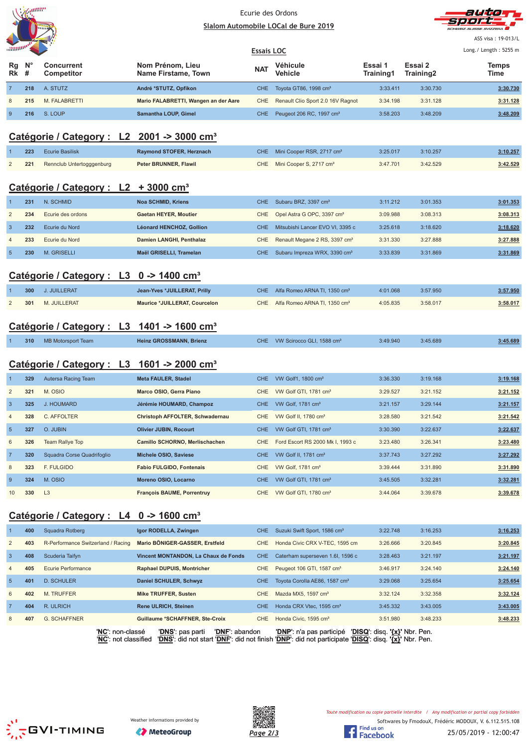Ecurie des Ordons

Slalom Automobile LOCal de Bure 2019

ASS visa : 19-013/L

Essais LOC

Long./ Length : 5255 m

| Rg Rk | N° # | Concurrent Competitor | Nom Prénom, Lieu Name Firstame, Town | NAT | Véhicule Vehicle | Essai 1 Training1 | Essai 2 Training2 | Temps Time |
|---|---|---|---|---|---|---|---|---|
| 7 | 218 | A. STUTZ | André *STUTZ, Opfikon | CHE | Toyota GT86, 1998 cm³ | 3:33.411 | 3:30.730 | 3:30.730 |
| 8 | 215 | M. FALABRETTI | Mario FALABRETTI, Wangen an der Aare | CHE | Renault Clio Sport 2.0 16V Ragnot | 3:34.198 | 3:31.128 | 3:31.128 |
| 9 | 216 | S. LOUP | Samantha LOUP, Gimel | CHE | Peugeot 206 RC, 1997 cm³ | 3:58.203 | 3:48.209 | 3:48.209 |

## Catégorie / Category : L2 2001 -> 3000 cm³

| Rg Rk | N° # | Concurrent Competitor | Nom Prénom, Lieu Name Firstame, Town | NAT | Véhicule Vehicle | Essai 1 Training1 | Essai 2 Training2 | Temps Time |
|---|---|---|---|---|---|---|---|---|
| 1 | 223 | Ecurie Basilisk | Raymond STOFER, Herznach | CHE | Mini Cooper RSR, 2717 cm³ | 3:25.017 | 3:10.257 | 3:10.257 |
| 2 | 221 | Rennclub Untertogggenburg | Peter BRUNNER, Flawil | CHE | Mini Cooper S, 2717 cm³ | 3:47.701 | 3:42.529 | 3:42.529 |

## Catégorie / Category : L2 + 3000 cm³

| Rg Rk | N° # | Concurrent Competitor | Nom Prénom, Lieu Name Firstame, Town | NAT | Véhicule Vehicle | Essai 1 Training1 | Essai 2 Training2 | Temps Time |
|---|---|---|---|---|---|---|---|---|
| 1 | 231 | N. SCHMID | Noa SCHMID, Kriens | CHE | Subaru BRZ, 3397 cm³ | 3:11.212 | 3:01.353 | 3:01.353 |
| 2 | 234 | Ecurie des ordons | Gaetan HEYER, Moutier | CHE | Opel Astra G OPC, 3397 cm³ | 3:09.988 | 3:08.313 | 3:08.313 |
| 3 | 232 | Ecurie du Nord | Léonard HENCHOZ, Gollion | CHE | Mitsubishi Lancer EVO VI, 3395 c | 3:25.618 | 3:18.620 | 3:18.620 |
| 4 | 233 | Ecurie du Nord | Damien LANGHI, Penthalaz | CHE | Renault Megane 2 RS, 3397 cm³ | 3:31.330 | 3:27.888 | 3:27.888 |
| 5 | 230 | M. GRISELLI | Maël GRISELLI, Tramelan | CHE | Subaru Impreza WRX, 3390 cm³ | 3:33.839 | 3:31.869 | 3:31.869 |

## Catégorie / Category : L3 0 -> 1400 cm³

| Rg Rk | N° # | Concurrent Competitor | Nom Prénom, Lieu Name Firstame, Town | NAT | Véhicule Vehicle | Essai 1 Training1 | Essai 2 Training2 | Temps Time |
|---|---|---|---|---|---|---|---|---|
| 1 | 300 | J. JUILLERAT | Jean-Yves *JUILLERAT, Prilly | CHE | Alfa Romeo ARNA TI, 1350 cm³ | 4:01.068 | 3:57.950 | 3:57.950 |
| 2 | 301 | M. JUILLERAT | Maurice *JUILLERAT, Courcelon | CHE | Alfa Romeo ARNA TI, 1350 cm³ | 4:05.835 | 3:58.017 | 3:58.017 |

## Catégorie / Category : L3 1401 -> 1600 cm³

| Rg Rk | N° # | Concurrent Competitor | Nom Prénom, Lieu Name Firstame, Town | NAT | Véhicule Vehicle | Essai 1 Training1 | Essai 2 Training2 | Temps Time |
|---|---|---|---|---|---|---|---|---|
| 1 | 310 | MB Motorsport Team | Heinz GROSSMANN, Brienz | CHE | VW Scirocco GLI, 1588 cm³ | 3:49.940 | 3:45.689 | 3:45.689 |

## Catégorie / Category : L3 1601 -> 2000 cm³

| Rg Rk | N° # | Concurrent Competitor | Nom Prénom, Lieu Name Firstame, Town | NAT | Véhicule Vehicle | Essai 1 Training1 | Essai 2 Training2 | Temps Time |
|---|---|---|---|---|---|---|---|---|
| 1 | 329 | Autersa Racing Team | Meta FAULER, Stadel | CHE | VW Golf1, 1800 cm³ | 3:36.330 | 3:19.168 | 3:19.168 |
| 2 | 321 | M. OSIO | Marco OSIO, Gerra Piano | CHE | VW Golf GTI, 1781 cm³ | 3:29.527 | 3:21.152 | 3:21.152 |
| 3 | 325 | J. HOUMARD | Jérémie HOUMARD, Champoz | CHE | VW Golf, 1781 cm³ | 3:21.157 | 3:29.144 | 3:21.157 |
| 4 | 328 | C. AFFOLTER | Christoph AFFOLTER, Schwadernau | CHE | VW Golf II, 1780 cm³ | 3:28.580 | 3:21.542 | 3:21.542 |
| 5 | 327 | O. JUBIN | Olivier JUBIN, Rocourt | CHE | VW Golf GTI, 1781 cm³ | 3:30.390 | 3:22.637 | 3:22.637 |
| 6 | 326 | Team Rallye Top | Camillo SCHORNO, Merlischachen | CHE | Ford Escort RS 2000 Mk I, 1993 c | 3:23.480 | 3:26.341 | 3:23.480 |
| 7 | 320 | Squadra Corse Quadrifoglio | Michele OSIO, Saviese | CHE | VW Golf II, 1781 cm³ | 3:37.743 | 3:27.292 | 3:27.292 |
| 8 | 323 | F. FULGIDO | Fabio FULGIDO, Fontenais | CHE | VW Golf, 1781 cm³ | 3:39.444 | 3:31.890 | 3:31.890 |
| 9 | 324 | M. OSIO | Moreno OSIO, Locarno | CHE | VW Golf GTI, 1781 cm³ | 3:45.505 | 3:32.281 | 3:32.281 |
| 10 | 330 | L3 | François BAUME, Porrentruy | CHE | VW Golf GTI, 1780 cm³ | 3:44.064 | 3:39.678 | 3:39.678 |

## Catégorie / Category : L4 0 -> 1600 cm³

| Rg Rk | N° # | Concurrent Competitor | Nom Prénom, Lieu Name Firstame, Town | NAT | Véhicule Vehicle | Essai 1 Training1 | Essai 2 Training2 | Temps Time |
|---|---|---|---|---|---|---|---|---|
| 1 | 400 | Squadra Rotberg | Igor RODELLA, Zwingen | CHE | Suzuki Swift Sport, 1586 cm³ | 3:22.748 | 3:16.253 | 3:16.253 |
| 2 | 403 | R-Performance Switzerland / Racing | Mario BÖNIGER-GASSER, Erstfeld | CHE | Honda Civic CRX V-TEC, 1595 cm | 3:26.666 | 3:20.845 | 3:20.845 |
| 3 | 408 | Scuderia Taifyn | Vincent MONTANDON, La Chaux de Fonds | CHE | Caterham superseven 1.6l, 1596 c | 3:28.463 | 3:21.197 | 3:21.197 |
| 4 | 405 | Ecurie Performance | Raphael DUPUIS, Montricher | CHE | Peugeot 106 GTI, 1587 cm³ | 3:46.917 | 3:24.140 | 3:24.140 |
| 5 | 401 | D. SCHULER | Daniel SCHULER, Schwyz | CHE | Toyota Corolla AE86, 1587 cm³ | 3:29.068 | 3:25.654 | 3:25.654 |
| 6 | 402 | M. TRUFFER | Mike TRUFFER, Susten | CHE | Mazda MX5, 1597 cm³ | 3:32.124 | 3:32.358 | 3:32.124 |
| 7 | 404 | R. ULRICH | Rene ULRICH, Steinen | CHE | Honda CRX Vtec, 1595 cm³ | 3:45.332 | 3:43.005 | 3:43.005 |
| 8 | 407 | G. SCHAFFNER | Guillaume *SCHAFFNER, Ste-Croix | CHE | Honda Civic, 1595 cm³ | 3:51.980 | 3:48.233 | 3:48.233 |

'NC': non-classé 'DNS': pas parti 'DNF': abandon 'DNP': n'a pas participé 'DISQ': disq. '{x}' Nbr. Pen.
'NC': not classified 'DNS': did not start 'DNF': did not finish 'DNP': did not participate 'DISQ': disq. '{x}' Nbr. Pen.

Weather informations provided by MeteoGroup

*Toute modification ou copie partielle interdite / Any modification or partial copy forbidden*

Softwares by FmodouX, Frédéric MODOUX, V. 6.112.515.108

25/05/2019 - 12:00:47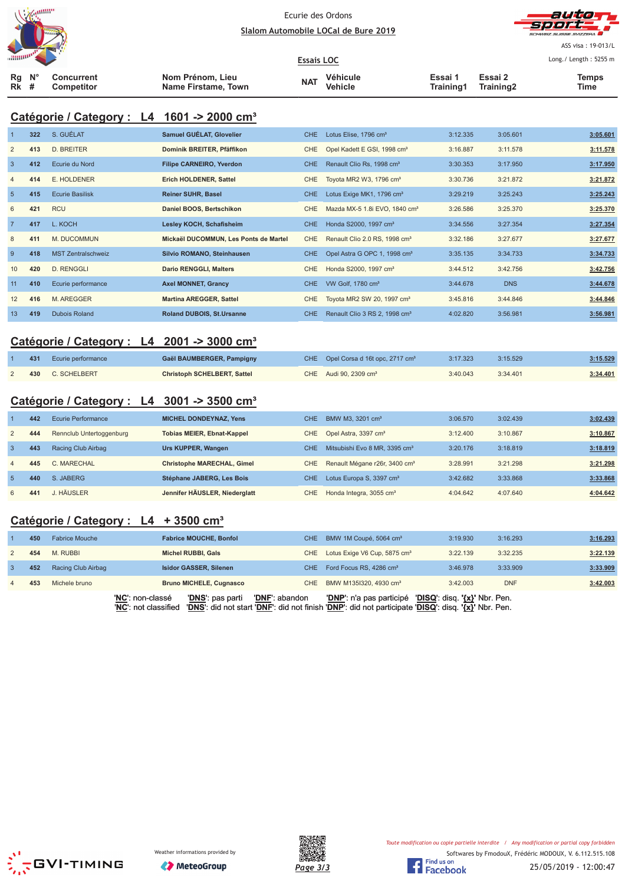Ecurie des Ordons

Slalom Automobile LOCal de Bure 2019

ASS visa : 19-013/L

Long./ Length : 5255 m

Essais LOC

## Catégorie / Category : L4 1601 -> 2000 cm³

| Rg Rk | N° # | Concurrent Competitor | Nom Prénom, Lieu Name Firstame, Town | NAT | Véhicule Vehicle | Essai 1 Training1 | Essai 2 Training2 | Temps Time |
|---|---|---|---|---|---|---|---|---|
| 1 | 322 | S. GUÉLAT | Samuel GUÉLAT, Glovelier | CHE | Lotus Elise, 1796 cm³ | 3:12.335 | 3:05.601 | 3:05.601 |
| 2 | 413 | D. BREITER | Dominik BREITER, Pfäffikon | CHE | Opel Kadett E GSI, 1998 cm³ | 3:16.887 | 3:11.578 | 3:11.578 |
| 3 | 412 | Ecurie du Nord | Filipe CARNEIRO, Yverdon | CHE | Renault Clio Rs, 1998 cm³ | 3:30.353 | 3:17.950 | 3:17.950 |
| 4 | 414 | E. HOLDENER | Erich HOLDENER, Sattel | CHE | Toyota MR2 W3, 1796 cm³ | 3:30.736 | 3:21.872 | 3:21.872 |
| 5 | 415 | Ecurie Basilisk | Reiner SUHR, Basel | CHE | Lotus Exige MK1, 1796 cm³ | 3:29.219 | 3:25.243 | 3:25.243 |
| 6 | 421 | RCU | Daniel BOOS, Bertschikon | CHE | Mazda MX-5 1.8i EVO, 1840 cm³ | 3:26.586 | 3:25.370 | 3:25.370 |
| 7 | 417 | L. KOCH | Lesley KOCH, Schafisheim | CHE | Honda S2000, 1997 cm³ | 3:34.556 | 3:27.354 | 3:27.354 |
| 8 | 411 | M. DUCOMMUN | Mickaël DUCOMMUN, Les Ponts de Martel | CHE | Renault Clio 2.0 RS, 1998 cm³ | 3:32.186 | 3:27.677 | 3:27.677 |
| 9 | 418 | MST Zentralschweiz | Silvio ROMANO, Steinhausen | CHE | Opel Astra G OPC 1, 1998 cm³ | 3:35.135 | 3:34.733 | 3:34.733 |
| 10 | 420 | D. RENGGLI | Dario RENGGLI, Malters | CHE | Honda S2000, 1997 cm³ | 3:44.512 | 3:42.756 | 3:42.756 |
| 11 | 410 | Ecurie performance | Axel MONNET, Grancy | CHE | VW Golf, 1780 cm³ | 3:44.678 | DNS | 3:44.678 |
| 12 | 416 | M. AREGGER | Martina AREGGER, Sattel | CHE | Toyota MR2 SW 20, 1997 cm³ | 3:45.816 | 3:44.846 | 3:44.846 |
| 13 | 419 | Dubois Roland | Roland DUBOIS, St.Ursanne | CHE | Renault Clio 3 RS 2, 1998 cm³ | 4:02.820 | 3:56.981 | 3:56.981 |

## Catégorie / Category : L4 2001 -> 3000 cm³

| Rg Rk | N° # | Concurrent Competitor | Nom Prénom, Lieu Name Firstame, Town | NAT | Véhicule Vehicle | Essai 1 Training1 | Essai 2 Training2 | Temps Time |
|---|---|---|---|---|---|---|---|---|
| 1 | 431 | Ecurie performance | Gaël BAUMBERGER, Pampigny | CHE | Opel Corsa d 16t opc, 2717 cm³ | 3:17.323 | 3:15.529 | 3:15.529 |
| 2 | 430 | C. SCHELBERT | Christoph SCHELBERT, Sattel | CHE | Audi 90, 2309 cm³ | 3:40.043 | 3:34.401 | 3:34.401 |

## Catégorie / Category : L4 3001 -> 3500 cm³

| Rg Rk | N° # | Concurrent Competitor | Nom Prénom, Lieu Name Firstame, Town | NAT | Véhicule Vehicle | Essai 1 Training1 | Essai 2 Training2 | Temps Time |
|---|---|---|---|---|---|---|---|---|
| 1 | 442 | Ecurie Performance | MICHEL DONDEYNAZ, Yens | CHE | BMW M3, 3201 cm³ | 3:06.570 | 3:02.439 | 3:02.439 |
| 2 | 444 | Rennclub Untertoggenburg | Tobias MEIER, Ebnat-Kappel | CHE | Opel Astra, 3397 cm³ | 3:12.400 | 3:10.867 | 3:10.867 |
| 3 | 443 | Racing Club Airbag | Urs KUPPER, Wangen | CHE | Mitsubishi Evo 8 MR, 3395 cm³ | 3:20.176 | 3:18.819 | 3:18.819 |
| 4 | 445 | C. MARECHAL | Christophe MARECHAL, Gimel | CHE | Renault Mégane r26r, 3400 cm³ | 3:28.991 | 3:21.298 | 3:21.298 |
| 5 | 440 | S. JABERG | Stéphane JABERG, Les Bois | CHE | Lotus Europa S, 3397 cm³ | 3:42.682 | 3:33.868 | 3:33.868 |
| 6 | 441 | J. HÄUSLER | Jennifer HÄUSLER, Niederglatt | CHE | Honda Integra, 3055 cm³ | 4:04.642 | 4:07.640 | 4:04.642 |

## Catégorie / Category : L4 + 3500 cm³

| Rg Rk | N° # | Concurrent Competitor | Nom Prénom, Lieu Name Firstame, Town | NAT | Véhicule Vehicle | Essai 1 Training1 | Essai 2 Training2 | Temps Time |
|---|---|---|---|---|---|---|---|---|
| 1 | 450 | Fabrice Mouche | Fabrice MOUCHE, Bonfol | CHE | BMW 1M Coupé, 5064 cm³ | 3:19.930 | 3:16.293 | 3:16.293 |
| 2 | 454 | M. RUBBI | Michel RUBBI, Gals | CHE | Lotus Exige V6 Cup, 5875 cm³ | 3:22.139 | 3:32.235 | 3:22.139 |
| 3 | 452 | Racing Club Airbag | Isidor GASSER, Silenen | CHE | Ford Focus RS, 4286 cm³ | 3:46.978 | 3:33.909 | 3:33.909 |
| 4 | 453 | Michele bruno | Bruno MICHELE, Cugnasco | CHE | BMW M135I320, 4930 cm³ | 3:42.003 | DNF | 3:42.003 |

'NC': non-classé 'DNS': pas parti 'DNF': abandon 'DNP': n'a pas participé 'DISQ': disq. '{x}' Nbr. Pen.
'NC': not classified 'DNS': did not start 'DNF': did not finish 'DNP': did not participate 'DISQ': disq. '{x}' Nbr. Pen.

Weather informations provided by MeteoGroup

Toute modification ou copie partielle interdite / Any modification or partial copy forbidden

Softwares by FmodouX, Frédéric MODOUX, V. 6.112.515.108

25/05/2019 - 12:00:47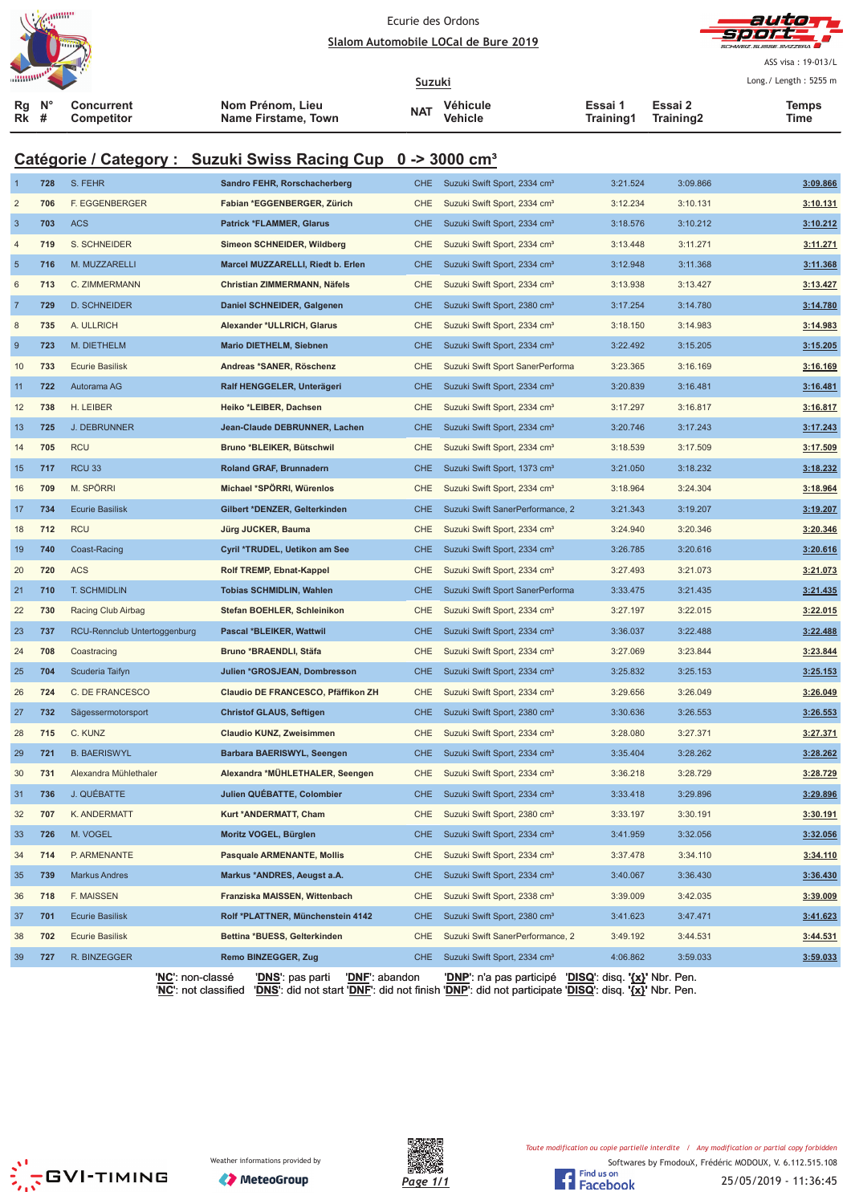Ecurie des Ordons

Slalom Automobile LOCal de Bure 2019

ASS visa : 19-013/L

Long./ Length : 5255 m

Suzuki

## Catégorie / Category : Suzuki Swiss Racing Cup 0 -> 3000 cm³

| Rg Rk | N° # | Concurrent Competitor | Nom Prénom, Lieu Name Firstame, Town | NAT | Véhicule Vehicle | Essai 1 Training1 | Essai 2 Training2 | Temps Time |
|---|---|---|---|---|---|---|---|---|
| 1 | 728 | S. FEHR | Sandro FEHR, Rorschacherberg | CHE | Suzuki Swift Sport, 2334 cm³ | 3:21.524 | 3:09.866 | 3:09.866 |
| 2 | 706 | F. EGGENBERGER | Fabian *EGGENBERGER, Zürich | CHE | Suzuki Swift Sport, 2334 cm³ | 3:12.234 | 3:10.131 | 3:10.131 |
| 3 | 703 | ACS | Patrick *FLAMMER, Glarus | CHE | Suzuki Swift Sport, 2334 cm³ | 3:18.576 | 3:10.212 | 3:10.212 |
| 4 | 719 | S. SCHNEIDER | Simeon SCHNEIDER, Wildberg | CHE | Suzuki Swift Sport, 2334 cm³ | 3:13.448 | 3:11.271 | 3:11.271 |
| 5 | 716 | M. MUZZARELLI | Marcel MUZZARELLI, Riedt b. Erlen | CHE | Suzuki Swift Sport, 2334 cm³ | 3:12.948 | 3:11.368 | 3:11.368 |
| 6 | 713 | C. ZIMMERMANN | Christian ZIMMERMANN, Näfels | CHE | Suzuki Swift Sport, 2334 cm³ | 3:13.938 | 3:13.427 | 3:13.427 |
| 7 | 729 | D. SCHNEIDER | Daniel SCHNEIDER, Galgenen | CHE | Suzuki Swift Sport, 2380 cm³ | 3:17.254 | 3:14.780 | 3:14.780 |
| 8 | 735 | A. ULLRICH | Alexander *ULLRICH, Glarus | CHE | Suzuki Swift Sport, 2334 cm³ | 3:18.150 | 3:14.983 | 3:14.983 |
| 9 | 723 | M. DIETHELM | Mario DIETHELM, Siebnen | CHE | Suzuki Swift Sport, 2334 cm³ | 3:22.492 | 3:15.205 | 3:15.205 |
| 10 | 733 | Ecurie Basilisk | Andreas *SANER, Röschenz | CHE | Suzuki Swift Sport SanerPerforma | 3:23.365 | 3:16.169 | 3:16.169 |
| 11 | 722 | Autorama AG | Ralf HENGGELER, Unterägeri | CHE | Suzuki Swift Sport, 2334 cm³ | 3:20.839 | 3:16.481 | 3:16.481 |
| 12 | 738 | H. LEIBER | Heiko *LEIBER, Dachsen | CHE | Suzuki Swift Sport, 2334 cm³ | 3:17.297 | 3:16.817 | 3:16.817 |
| 13 | 725 | J. DEBRUNNER | Jean-Claude DEBRUNNER, Lachen | CHE | Suzuki Swift Sport, 2334 cm³ | 3:20.746 | 3:17.243 | 3:17.243 |
| 14 | 705 | RCU | Bruno *BLEIKER, Bütschwil | CHE | Suzuki Swift Sport, 2334 cm³ | 3:18.539 | 3:17.509 | 3:17.509 |
| 15 | 717 | RCU 33 | Roland GRAF, Brunnadern | CHE | Suzuki Swift Sport, 1373 cm³ | 3:21.050 | 3:18.232 | 3:18.232 |
| 16 | 709 | M. SPÖRRI | Michael *SPÖRRI, Würenlos | CHE | Suzuki Swift Sport, 2334 cm³ | 3:18.964 | 3:24.304 | 3:18.964 |
| 17 | 734 | Ecurie Basilisk | Gilbert *DENZER, Gelterkinden | CHE | Suzuki Swift SanerPerformance, 2 | 3:21.343 | 3:19.207 | 3:19.207 |
| 18 | 712 | RCU | Jürg JUCKER, Bauma | CHE | Suzuki Swift Sport, 2334 cm³ | 3:24.940 | 3:20.346 | 3:20.346 |
| 19 | 740 | Coast-Racing | Cyril *TRUDEL, Uetikon am See | CHE | Suzuki Swift Sport, 2334 cm³ | 3:26.785 | 3:20.616 | 3:20.616 |
| 20 | 720 | ACS | Rolf TREMP, Ebnat-Kappel | CHE | Suzuki Swift Sport, 2334 cm³ | 3:27.493 | 3:21.073 | 3:21.073 |
| 21 | 710 | T. SCHMIDLIN | Tobias SCHMIDLIN, Wahlen | CHE | Suzuki Swift Sport SanerPerforma | 3:33.475 | 3:21.435 | 3:21.435 |
| 22 | 730 | Racing Club Airbag | Stefan BOEHLER, Schleinikon | CHE | Suzuki Swift Sport, 2334 cm³ | 3:27.197 | 3:22.015 | 3:22.015 |
| 23 | 737 | RCU-Rennclub Untertoggenburg | Pascal *BLEIKER, Wattwil | CHE | Suzuki Swift Sport, 2334 cm³ | 3:36.037 | 3:22.488 | 3:22.488 |
| 24 | 708 | Coastracing | Bruno *BRAENDLI, Stäfa | CHE | Suzuki Swift Sport, 2334 cm³ | 3:27.069 | 3:23.844 | 3:23.844 |
| 25 | 704 | Scuderia Taifyn | Julien *GROSJEAN, Dombresson | CHE | Suzuki Swift Sport, 2334 cm³ | 3:25.832 | 3:25.153 | 3:25.153 |
| 26 | 724 | C. DE FRANCESCO | Claudio DE FRANCESCO, Pfäffikon ZH | CHE | Suzuki Swift Sport, 2334 cm³ | 3:29.656 | 3:26.049 | 3:26.049 |
| 27 | 732 | Sägessermotorsport | Christof GLAUS, Seftigen | CHE | Suzuki Swift Sport, 2380 cm³ | 3:30.636 | 3:26.553 | 3:26.553 |
| 28 | 715 | C. KUNZ | Claudio KUNZ, Zweisimmen | CHE | Suzuki Swift Sport, 2334 cm³ | 3:28.080 | 3:27.371 | 3:27.371 |
| 29 | 721 | B. BAERISWYL | Barbara BAERISWYL, Seengen | CHE | Suzuki Swift Sport, 2334 cm³ | 3:35.404 | 3:28.262 | 3:28.262 |
| 30 | 731 | Alexandra Mühlethaler | Alexandra *MÜHLETHALER, Seengen | CHE | Suzuki Swift Sport, 2334 cm³ | 3:36.218 | 3:28.729 | 3:28.729 |
| 31 | 736 | J. QUÉBATTE | Julien QUÉBATTE, Colombier | CHE | Suzuki Swift Sport, 2334 cm³ | 3:33.418 | 3:29.896 | 3:29.896 |
| 32 | 707 | K. ANDERMATT | Kurt *ANDERMATT, Cham | CHE | Suzuki Swift Sport, 2380 cm³ | 3:33.197 | 3:30.191 | 3:30.191 |
| 33 | 726 | M. VOGEL | Moritz VOGEL, Bürglen | CHE | Suzuki Swift Sport, 2334 cm³ | 3:41.959 | 3:32.056 | 3:32.056 |
| 34 | 714 | P. ARMENANTE | Pasquale ARMENANTE, Mollis | CHE | Suzuki Swift Sport, 2334 cm³ | 3:37.478 | 3:34.110 | 3:34.110 |
| 35 | 739 | Markus Andres | Markus *ANDRES, Aeugst a.A. | CHE | Suzuki Swift Sport, 2334 cm³ | 3:40.067 | 3:36.430 | 3:36.430 |
| 36 | 718 | F. MAISSEN | Franziska MAISSEN, Wittenbach | CHE | Suzuki Swift Sport, 2338 cm³ | 3:39.009 | 3:42.035 | 3:39.009 |
| 37 | 701 | Ecurie Basilisk | Rolf *PLATTNER, Münchenstein 4142 | CHE | Suzuki Swift Sport, 2380 cm³ | 3:41.623 | 3:47.471 | 3:41.623 |
| 38 | 702 | Ecurie Basilisk | Bettina *BUESS, Gelterkinden | CHE | Suzuki Swift SanerPerformance, 2 | 3:49.192 | 3:44.531 | 3:44.531 |
| 39 | 727 | R. BINZEGGER | Remo BINZEGGER, Zug | CHE | Suzuki Swift Sport, 2334 cm³ | 4:06.862 | 3:59.033 | 3:59.033 |

'NC': non-classé 'DNS': pas parti 'DNF': abandon 'DNP': n'a pas participé 'DISQ': disq. '{x}' Nbr. Pen.
'NC': not classified 'DNS': did not start 'DNF': did not finish 'DNP': did not participate 'DISQ': disq. '{x}' Nbr. Pen.

Weather informations provided by MeteoGroup

Toute modification ou copie partielle interdite / Any modification or partial copy forbidden

Softwares by FmodouX, Frédéric MODOUX, V. 6.112.515.108

25/05/2019 - 11:36:45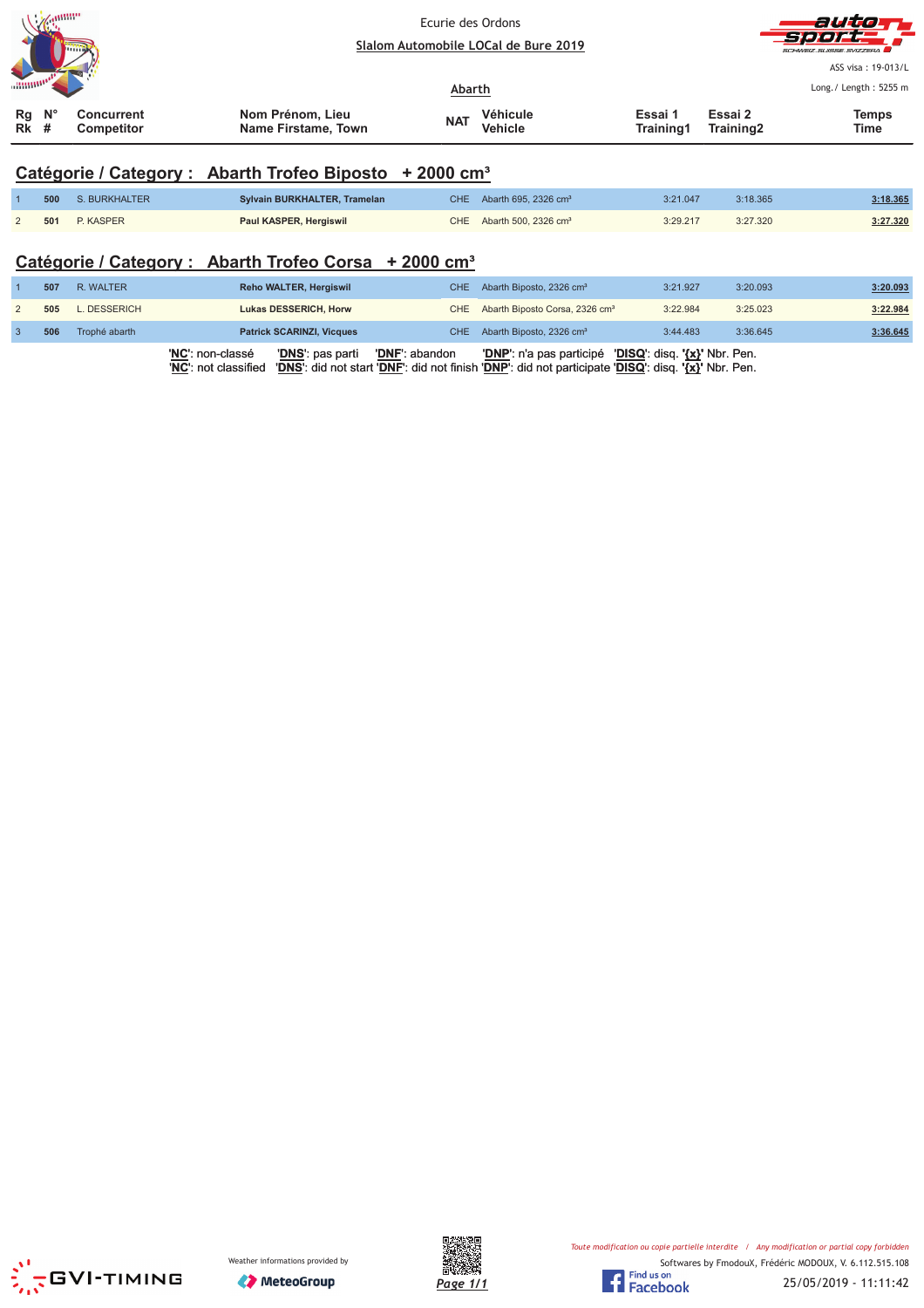Ecurie des Ordons

**Slalom Automobile LOCal de Bure 2019**

ASS visa : 19-013/L

Long./ Length : 5255 m

**Abarth**

## Catégorie / Category : Abarth Trofeo Biposto + 2000 cm³

| Rg Rk | N° # | Concurrent Competitor | Nom Prénom, Lieu Name Firstame, Town | NAT | Véhicule Vehicle | Essai 1 Training1 | Essai 2 Training2 | Temps Time |
|---|---|---|---|---|---|---|---|---|
| 1 | 500 | S. BURKHALTER | Sylvain BURKHALTER, Tramelan | CHE | Abarth 695, 2326 cm³ | 3:21.047 | 3:18.365 | 3:18.365 |
| 2 | 501 | P. KASPER | Paul KASPER, Hergiswil | CHE | Abarth 500, 2326 cm³ | 3:29.217 | 3:27.320 | 3:27.320 |

## Catégorie / Category : Abarth Trofeo Corsa + 2000 cm³

| Rg Rk | N° # | Concurrent Competitor | Nom Prénom, Lieu Name Firstame, Town | NAT | Véhicule Vehicle | Essai 1 Training1 | Essai 2 Training2 | Temps Time |
|---|---|---|---|---|---|---|---|---|
| 1 | 507 | R. WALTER | Reho WALTER, Hergiswil | CHE | Abarth Biposto, 2326 cm³ | 3:21.927 | 3:20.093 | 3:20.093 |
| 2 | 505 | L. DESSERICH | Lukas DESSERICH, Horw | CHE | Abarth Biposto Corsa, 2326 cm³ | 3:22.984 | 3:25.023 | 3:22.984 |
| 3 | 506 | Trophé abarth | Patrick SCARINZI, Vicques | CHE | Abarth Biposto, 2326 cm³ | 3:44.483 | 3:36.645 | 3:36.645 |

'NC': non-classé 'DNS': pas parti 'DNF': abandon 'DNP': n'a pas participé 'DISQ': disq. '{x}' Nbr. Pen.
'NC': not classified 'DNS': did not start 'DNF': did not finish 'DNP': did not participate 'DISQ': disq. '{x}' Nbr. Pen.

Weather informations provided by MeteoGroup

Toute modification ou copie partielle interdite / Any modification or partial copy forbidden

Softwares by FmodouX, Frédéric MODOUX, V. 6.112.515.108

25/05/2019 - 11:11:42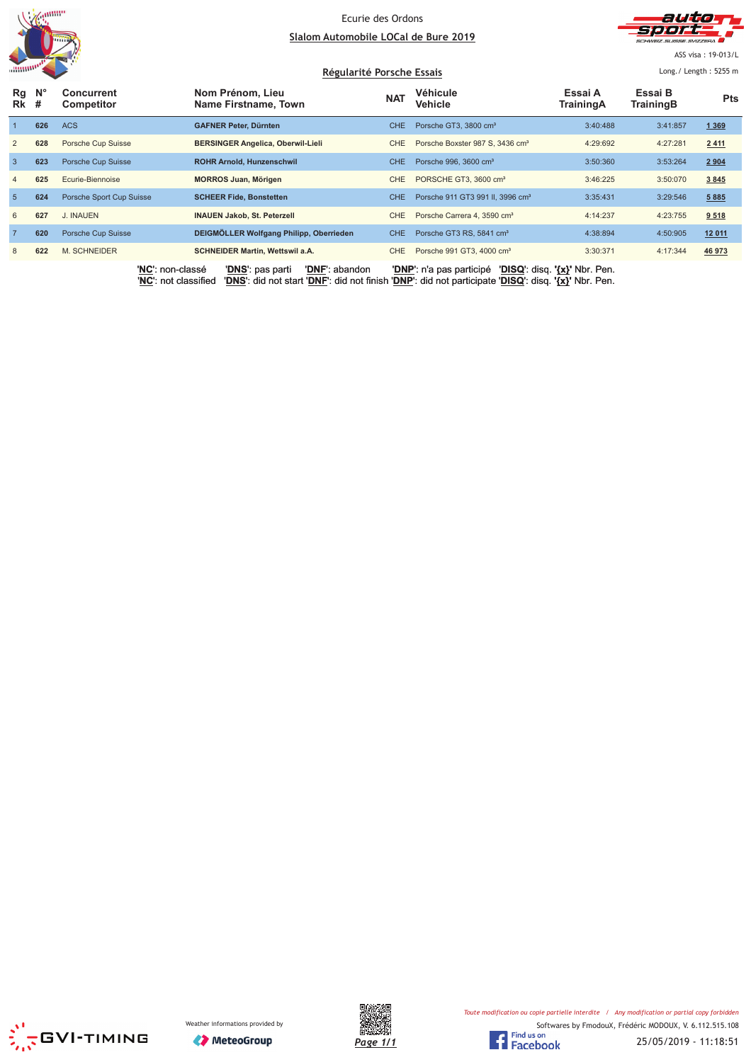Ecurie des Ordons

## Slalom Automobile LOCal de Bure 2019

ASS visa : 19-013/L

### Régularité Porsche Essais

Long./ Length : 5255 m

| Rg Rk | N° # | Concurrent Competitor | Nom Prénom, Lieu Name Firstname, Town | NAT | Véhicule Vehicle | Essai A TrainingA | Essai B TrainingB | Pts |
|---|---|---|---|---|---|---|---|---|
| 1 | 626 | ACS | **GAFNER Peter, Dürnten** | CHE | Porsche GT3, 3800 cm³ | 3:40:488 | 3:41:857 | 1 369 |
| 2 | 628 | Porsche Cup Suisse | **BERSINGER Angelica, Oberwil-Lieli** | CHE | Porsche Boxster 987 S, 3436 cm³ | 4:29:692 | 4:27:281 | 2 411 |
| 3 | 623 | Porsche Cup Suisse | **ROHR Arnold, Hunzenschwil** | CHE | Porsche 996, 3600 cm³ | 3:50:360 | 3:53:264 | 2 904 |
| 4 | 625 | Ecurie-Biennoise | **MORROS Juan, Mörigen** | CHE | PORSCHE GT3, 3600 cm³ | 3:46:225 | 3:50:070 | 3 845 |
| 5 | 624 | Porsche Sport Cup Suisse | **SCHEER Fide, Bonstetten** | CHE | Porsche 911 GT3 991 II, 3996 cm³ | 3:35:431 | 3:29:546 | 5 885 |
| 6 | 627 | J. INAUEN | **INAUEN Jakob, St. Peterzell** | CHE | Porsche Carrera 4, 3590 cm³ | 4:14:237 | 4:23:755 | 9 518 |
| 7 | 620 | Porsche Cup Suisse | **DEIGMÖLLER Wolfgang Philipp, Oberrieden** | CHE | Porsche GT3 RS, 5841 cm³ | 4:38:894 | 4:50:905 | 12 011 |
| 8 | 622 | M. SCHNEIDER | **SCHNEIDER Martin, Wettswil a.A.** | CHE | Porsche 991 GT3, 4000 cm³ | 3:30:371 | 4:17:344 | 46 973 |

'**NC**': non-classé '**DNS**': pas parti '**DNF**': abandon '**DNP**': n'a pas participé '**DISQ**': disq. '**{x}**' Nbr. Pen.
'**NC**': not classified '**DNS**': did not start '**DNF**': did not finish '**DNP**': did not participate '**DISQ**': disq. '**{x}**' Nbr. Pen.

Weather informations provided by MeteoGroup

*Toute modification ou copie partielle interdite / Any modification or partial copy forbidden*

Softwares by FmodouX, Frédéric MODOUX, V. 6.112.515.108

25/05/2019 - 11:18:51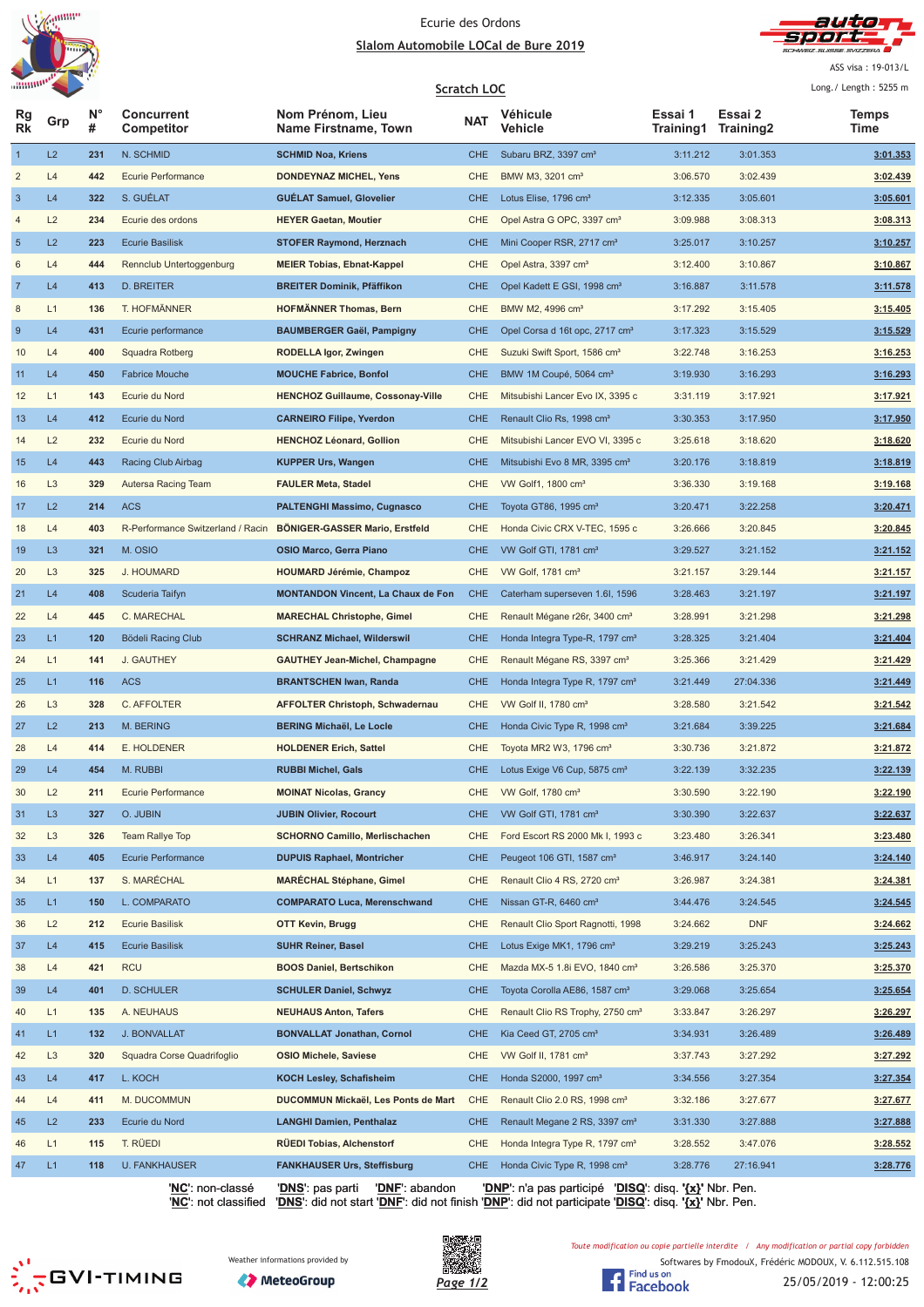Ecurie des Ordons

**Slalom Automobile LOCal de Bure 2019**

ASS visa : 19-013/L

Long./ Length : 5255 m

**Scratch LOC**

| Rg Rk | Grp | N° # | Concurrent Competitor | Nom Prénom, Lieu Name Firstname, Town | NAT | Véhicule Vehicle | Essai 1 Training1 | Essai 2 Training2 | Temps Time |
|---|---|---|---|---|---|---|---|---|---|
| 1 | L2 | 231 | N. SCHMID | **SCHMID Noa, Kriens** | CHE | Subaru BRZ, 3397 cm³ | 3:11.212 | 3:01.353 | **3:01.353** |
| 2 | L4 | 442 | Ecurie Performance | **DONDEYNAZ MICHEL, Yens** | CHE | BMW M3, 3201 cm³ | 3:06.570 | 3:02.439 | **3:02.439** |
| 3 | L4 | 322 | S. GUÉLAT | **GUÉLAT Samuel, Glovelier** | CHE | Lotus Elise, 1796 cm³ | 3:12.335 | 3:05.601 | **3:05.601** |
| 4 | L2 | 234 | Ecurie des ordons | **HEYER Gaetan, Moutier** | CHE | Opel Astra G OPC, 3397 cm³ | 3:09.988 | 3:08.313 | **3:08.313** |
| 5 | L2 | 223 | Ecurie Basilisk | **STOFER Raymond, Herznach** | CHE | Mini Cooper RSR, 2717 cm³ | 3:25.017 | 3:10.257 | **3:10.257** |
| 6 | L4 | 444 | Rennclub Untertoggenburg | **MEIER Tobias, Ebnat-Kappel** | CHE | Opel Astra, 3397 cm³ | 3:12.400 | 3:10.867 | **3:10.867** |
| 7 | L4 | 413 | D. BREITER | **BREITER Dominik, Pfäffikon** | CHE | Opel Kadett E GSI, 1998 cm³ | 3:16.887 | 3:11.578 | **3:11.578** |
| 8 | L1 | 136 | T. HOFMÄNNER | **HOFMÄNNER Thomas, Bern** | CHE | BMW M2, 4996 cm³ | 3:17.292 | 3:15.405 | **3:15.405** |
| 9 | L4 | 431 | Ecurie performance | **BAUMBERGER Gaël, Pampigny** | CHE | Opel Corsa d 16t opc, 2717 cm³ | 3:17.323 | 3:15.529 | **3:15.529** |
| 10 | L4 | 400 | Squadra Rotberg | **RODELLA Igor, Zwingen** | CHE | Suzuki Swift Sport, 1586 cm³ | 3:22.748 | 3:16.253 | **3:16.253** |
| 11 | L4 | 450 | Fabrice Mouche | **MOUCHE Fabrice, Bonfol** | CHE | BMW 1M Coupé, 5064 cm³ | 3:19.930 | 3:16.293 | **3:16.293** |
| 12 | L1 | 143 | Ecurie du Nord | **HENCHOZ Guillaume, Cossonay-Ville** | CHE | Mitsubishi Lancer Evo IX, 3395 c | 3:31.119 | 3:17.921 | **3:17.921** |
| 13 | L4 | 412 | Ecurie du Nord | **CARNEIRO Filipe, Yverdon** | CHE | Renault Clio Rs, 1998 cm³ | 3:30.353 | 3:17.950 | **3:17.950** |
| 14 | L2 | 232 | Ecurie du Nord | **HENCHOZ Léonard, Gollion** | CHE | Mitsubishi Lancer EVO VI, 3395 c | 3:25.618 | 3:18.620 | **3:18.620** |
| 15 | L4 | 443 | Racing Club Airbag | **KUPPER Urs, Wangen** | CHE | Mitsubishi Evo 8 MR, 3395 cm³ | 3:20.176 | 3:18.819 | **3:18.819** |
| 16 | L3 | 329 | Autersa Racing Team | **FAULER Meta, Stadel** | CHE | VW Golf1, 1800 cm³ | 3:36.330 | 3:19.168 | **3:19.168** |
| 17 | L2 | 214 | ACS | **PALTENGHI Massimo, Cugnasco** | CHE | Toyota GT86, 1995 cm³ | 3:20.471 | 3:22.258 | **3:20.471** |
| 18 | L4 | 403 | R-Performance Switzerland / Racin | **BÖNIGER-GASSER Mario, Erstfeld** | CHE | Honda Civic CRX V-TEC, 1595 c | 3:26.666 | 3:20.845 | **3:20.845** |
| 19 | L3 | 321 | M. OSIO | **OSIO Marco, Gerra Piano** | CHE | VW Golf GTI, 1781 cm³ | 3:29.527 | 3:21.152 | **3:21.152** |
| 20 | L3 | 325 | J. HOUMARD | **HOUMARD Jérémie, Champoz** | CHE | VW Golf, 1781 cm³ | 3:21.157 | 3:29.144 | **3:21.157** |
| 21 | L4 | 408 | Scuderia Taifyn | **MONTANDON Vincent, La Chaux de Fon** | CHE | Caterham superseven 1.6l, 1596 | 3:28.463 | 3:21.197 | **3:21.197** |
| 22 | L4 | 445 | C. MARECHAL | **MARECHAL Christophe, Gimel** | CHE | Renault Mégane r26r, 3400 cm³ | 3:28.991 | 3:21.298 | **3:21.298** |
| 23 | L1 | 120 | Bödeli Racing Club | **SCHRANZ Michael, Wilderswil** | CHE | Honda Integra Type-R, 1797 cm³ | 3:28.325 | 3:21.404 | **3:21.404** |
| 24 | L1 | 141 | J. GAUTHEY | **GAUTHEY Jean-Michel, Champagne** | CHE | Renault Mégane RS, 3397 cm³ | 3:25.366 | 3:21.429 | **3:21.429** |
| 25 | L1 | 116 | ACS | **BRANTSCHEN Iwan, Randa** | CHE | Honda Integra Type R, 1797 cm³ | 3:21.449 | 27:04.336 | **3:21.449** |
| 26 | L3 | 328 | C. AFFOLTER | **AFFOLTER Christoph, Schwadernau** | CHE | VW Golf II, 1780 cm³ | 3:28.580 | 3:21.542 | **3:21.542** |
| 27 | L2 | 213 | M. BERING | **BERING Michaël, Le Locle** | CHE | Honda Civic Type R, 1998 cm³ | 3:21.684 | 3:39.225 | **3:21.684** |
| 28 | L4 | 414 | E. HOLDENER | **HOLDENER Erich, Sattel** | CHE | Toyota MR2 W3, 1796 cm³ | 3:30.736 | 3:21.872 | **3:21.872** |
| 29 | L4 | 454 | M. RUBBI | **RUBBI Michel, Gals** | CHE | Lotus Exige V6 Cup, 5875 cm³ | 3:22.139 | 3:32.235 | **3:22.139** |
| 30 | L2 | 211 | Ecurie Performance | **MOINAT Nicolas, Grancy** | CHE | VW Golf, 1780 cm³ | 3:30.590 | 3:22.190 | **3:22.190** |
| 31 | L3 | 327 | O. JUBIN | **JUBIN Olivier, Rocourt** | CHE | VW Golf GTI, 1781 cm³ | 3:30.390 | 3:22.637 | **3:22.637** |
| 32 | L3 | 326 | Team Rallye Top | **SCHORNO Camillo, Merlischachen** | CHE | Ford Escort RS 2000 Mk I, 1993 c | 3:23.480 | 3:26.341 | **3:23.480** |
| 33 | L4 | 405 | Ecurie Performance | **DUPUIS Raphael, Montricher** | CHE | Peugeot 106 GTI, 1587 cm³ | 3:46.917 | 3:24.140 | **3:24.140** |
| 34 | L1 | 137 | S. MARÉCHAL | **MARÉCHAL Stéphane, Gimel** | CHE | Renault Clio 4 RS, 2720 cm³ | 3:26.987 | 3:24.381 | **3:24.381** |
| 35 | L1 | 150 | L. COMPARATO | **COMPARATO Luca, Merenschwand** | CHE | Nissan GT-R, 6460 cm³ | 3:44.476 | 3:24.545 | **3:24.545** |
| 36 | L2 | 212 | Ecurie Basilisk | **OTT Kevin, Brugg** | CHE | Renault Clio Sport Ragnotti, 1998 | 3:24.662 | DNF | **3:24.662** |
| 37 | L4 | 415 | Ecurie Basilisk | **SUHR Reiner, Basel** | CHE | Lotus Exige MK1, 1796 cm³ | 3:29.219 | 3:25.243 | **3:25.243** |
| 38 | L4 | 421 | RCU | **BOOS Daniel, Bertschikon** | CHE | Mazda MX-5 1.8i EVO, 1840 cm³ | 3:26.586 | 3:25.370 | **3:25.370** |
| 39 | L4 | 401 | D. SCHULER | **SCHULER Daniel, Schwyz** | CHE | Toyota Corolla AE86, 1587 cm³ | 3:29.068 | 3:25.654 | **3:25.654** |
| 40 | L1 | 135 | A. NEUHAUS | **NEUHAUS Anton, Tafers** | CHE | Renault Clio RS Trophy, 2750 cm³ | 3:33.847 | 3:26.297 | **3:26.297** |
| 41 | L1 | 132 | J. BONVALLAT | **BONVALLAT Jonathan, Cornol** | CHE | Kia Ceed GT, 2705 cm³ | 3:34.931 | 3:26.489 | **3:26.489** |
| 42 | L3 | 320 | Squadra Corse Quadrifoglio | **OSIO Michele, Saviese** | CHE | VW Golf II, 1781 cm³ | 3:37.743 | 3:27.292 | **3:27.292** |
| 43 | L4 | 417 | L. KOCH | **KOCH Lesley, Schafisheim** | CHE | Honda S2000, 1997 cm³ | 3:34.556 | 3:27.354 | **3:27.354** |
| 44 | L4 | 411 | M. DUCOMMUN | **DUCOMMUN Mickaël, Les Ponts de Mart** | CHE | Renault Clio 2.0 RS, 1998 cm³ | 3:32.186 | 3:27.677 | **3:27.677** |
| 45 | L2 | 233 | Ecurie du Nord | **LANGHI Damien, Penthalaz** | CHE | Renault Megane 2 RS, 3397 cm³ | 3:31.330 | 3:27.888 | **3:27.888** |
| 46 | L1 | 115 | T. RÜEDI | **RÜEDI Tobias, Alchenstorf** | CHE | Honda Integra Type R, 1797 cm³ | 3:28.552 | 3:47.076 | **3:28.552** |
| 47 | L1 | 118 | U. FANKHAUSER | **FANKHAUSER Urs, Steffisburg** | CHE | Honda Civic Type R, 1998 cm³ | 3:28.776 | 27:16.941 | **3:28.776** |

'**NC**': non-classé '**DNS**': pas parti '**DNF**': abandon '**DNP**': n'a pas participé '**DISQ**': disq. '**{x}**' Nbr. Pen.
'**NC**': not classified '**DNS**': did not start '**DNF**': did not finish '**DNP**': did not participate '**DISQ**': disq. '**{x}**' Nbr. Pen.

Weather informations provided by MeteoGroup

*Toute modification ou copie partielle interdite / Any modification or partial copy forbidden*

Softwares by FmodouX, Frédéric MODOUX, V. 6.112.515.108

25/05/2019 - 12:00:25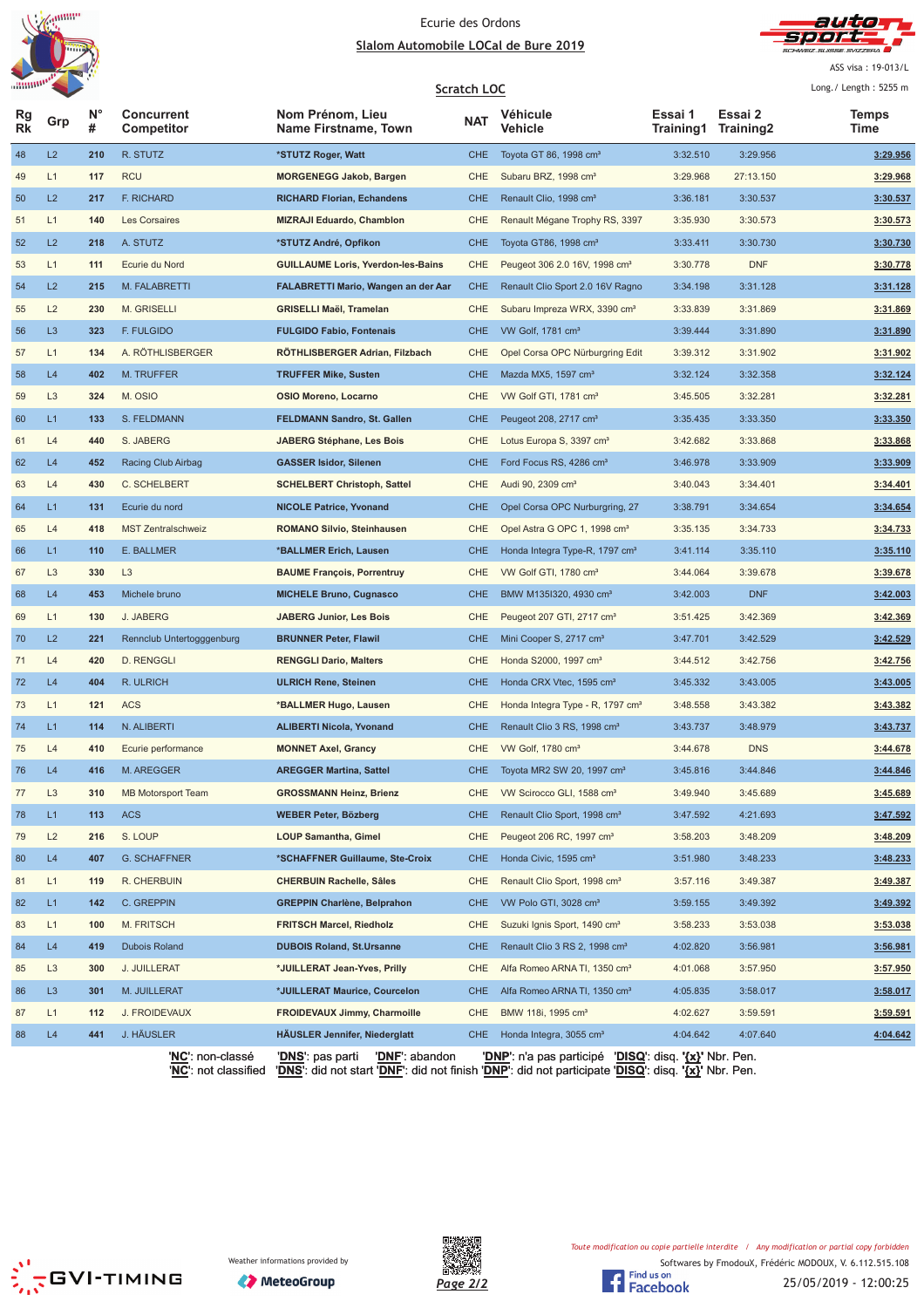Ecurie des Ordons

Slalom Automobile LOCal de Bure 2019

ASS visa : 19-013/L

**Scratch LOC**

Long./ Length : 5255 m

| Rg Rk | Grp | N° # | Concurrent Competitor | Nom Prénom, Lieu Name Firstname, Town | NAT | Véhicule Vehicle | Essai 1 Training1 | Essai 2 Training2 | Temps Time |
|---|---|---|---|---|---|---|---|---|---|
| 48 | L2 | 210 | R. STUTZ | *STUTZ Roger, Watt | CHE | Toyota GT 86, 1998 cm³ | 3:32.510 | 3:29.956 | 3:29.956 |
| 49 | L1 | 117 | RCU | MORGENEGG Jakob, Bargen | CHE | Subaru BRZ, 1998 cm³ | 3:29.968 | 27:13.150 | 3:29.968 |
| 50 | L2 | 217 | F. RICHARD | RICHARD Florian, Echandens | CHE | Renault Clio, 1998 cm³ | 3:36.181 | 3:30.537 | 3:30.537 |
| 51 | L1 | 140 | Les Corsaires | MIZRAJI Eduardo, Chamblon | CHE | Renault Mégane Trophy RS, 3397 | 3:35.930 | 3:30.573 | 3:30.573 |
| 52 | L2 | 218 | A. STUTZ | *STUTZ André, Opfikon | CHE | Toyota GT86, 1998 cm³ | 3:33.411 | 3:30.730 | 3:30.730 |
| 53 | L1 | 111 | Ecurie du Nord | GUILLAUME Loris, Yverdon-les-Bains | CHE | Peugeot 306 2.0 16V, 1998 cm³ | 3:30.778 | DNF | 3:30.778 |
| 54 | L2 | 215 | M. FALABRETTI | FALABRETTI Mario, Wangen an der Aar | CHE | Renault Clio Sport 2.0 16V Ragno | 3:34.198 | 3:31.128 | 3:31.128 |
| 55 | L2 | 230 | M. GRISELLI | GRISELLI Maël, Tramelan | CHE | Subaru Impreza WRX, 3390 cm³ | 3:33.839 | 3:31.869 | 3:31.869 |
| 56 | L3 | 323 | F. FULGIDO | FULGIDO Fabio, Fontenais | CHE | VW Golf, 1781 cm³ | 3:39.444 | 3:31.890 | 3:31.890 |
| 57 | L1 | 134 | A. RÖTHLISBERGER | RÖTHLISBERGER Adrian, Filzbach | CHE | Opel Corsa OPC Nürburgring Edit | 3:39.312 | 3:31.902 | 3:31.902 |
| 58 | L4 | 402 | M. TRUFFER | TRUFFER Mike, Susten | CHE | Mazda MX5, 1597 cm³ | 3:32.124 | 3:32.358 | 3:32.124 |
| 59 | L3 | 324 | M. OSIO | OSIO Moreno, Locarno | CHE | VW Golf GTI, 1781 cm³ | 3:45.505 | 3:32.281 | 3:32.281 |
| 60 | L1 | 133 | S. FELDMANN | FELDMANN Sandro, St. Gallen | CHE | Peugeot 208, 2717 cm³ | 3:35.435 | 3:33.350 | 3:33.350 |
| 61 | L4 | 440 | S. JABERG | JABERG Stéphane, Les Bois | CHE | Lotus Europa S, 3397 cm³ | 3:42.682 | 3:33.868 | 3:33.868 |
| 62 | L4 | 452 | Racing Club Airbag | GASSER Isidor, Silenen | CHE | Ford Focus RS, 4286 cm³ | 3:46.978 | 3:33.909 | 3:33.909 |
| 63 | L4 | 430 | C. SCHELBERT | SCHELBERT Christoph, Sattel | CHE | Audi 90, 2309 cm³ | 3:40.043 | 3:34.401 | 3:34.401 |
| 64 | L1 | 131 | Ecurie du nord | NICOLE Patrice, Yvonand | CHE | Opel Corsa OPC Nurburgring, 27 | 3:38.791 | 3:34.654 | 3:34.654 |
| 65 | L4 | 418 | MST Zentralschweiz | ROMANO Silvio, Steinhausen | CHE | Opel Astra G OPC 1, 1998 cm³ | 3:35.135 | 3:34.733 | 3:34.733 |
| 66 | L1 | 110 | E. BALLMER | *BALLMER Erich, Lausen | CHE | Honda Integra Type-R, 1797 cm³ | 3:41.114 | 3:35.110 | 3:35.110 |
| 67 | L3 | 330 | L3 | BAUME François, Porrentruy | CHE | VW Golf GTI, 1780 cm³ | 3:44.064 | 3:39.678 | 3:39.678 |
| 68 | L4 | 453 | Michele bruno | MICHELE Bruno, Cugnasco | CHE | BMW M135I320, 4930 cm³ | 3:42.003 | DNF | 3:42.003 |
| 69 | L1 | 130 | J. JABERG | JABERG Junior, Les Bois | CHE | Peugeot 207 GTI, 2717 cm³ | 3:51.425 | 3:42.369 | 3:42.369 |
| 70 | L2 | 221 | Rennclub Untertogggenburg | BRUNNER Peter, Flawil | CHE | Mini Cooper S, 2717 cm³ | 3:47.701 | 3:42.529 | 3:42.529 |
| 71 | L4 | 420 | D. RENGGLI | RENGGLI Dario, Malters | CHE | Honda S2000, 1997 cm³ | 3:44.512 | 3:42.756 | 3:42.756 |
| 72 | L4 | 404 | R. ULRICH | ULRICH Rene, Steinen | CHE | Honda CRX Vtec, 1595 cm³ | 3:45.332 | 3:43.005 | 3:43.005 |
| 73 | L1 | 121 | ACS | *BALLMER Hugo, Lausen | CHE | Honda Integra Type - R, 1797 cm³ | 3:48.558 | 3:43.382 | 3:43.382 |
| 74 | L1 | 114 | N. ALIBERTI | ALIBERTI Nicola, Yvonand | CHE | Renault Clio 3 RS, 1998 cm³ | 3:43.737 | 3:48.979 | 3:43.737 |
| 75 | L4 | 410 | Ecurie performance | MONNET Axel, Grancy | CHE | VW Golf, 1780 cm³ | 3:44.678 | DNS | 3:44.678 |
| 76 | L4 | 416 | M. AREGGER | AREGGER Martina, Sattel | CHE | Toyota MR2 SW 20, 1997 cm³ | 3:45.816 | 3:44.846 | 3:44.846 |
| 77 | L3 | 310 | MB Motorsport Team | GROSSMANN Heinz, Brienz | CHE | VW Scirocco GLI, 1588 cm³ | 3:49.940 | 3:45.689 | 3:45.689 |
| 78 | L1 | 113 | ACS | WEBER Peter, Bözberg | CHE | Renault Clio Sport, 1998 cm³ | 3:47.592 | 4:21.693 | 3:47.592 |
| 79 | L2 | 216 | S. LOUP | LOUP Samantha, Gimel | CHE | Peugeot 206 RC, 1997 cm³ | 3:58.203 | 3:48.209 | 3:48.209 |
| 80 | L4 | 407 | G. SCHAFFNER | *SCHAFFNER Guillaume, Ste-Croix | CHE | Honda Civic, 1595 cm³ | 3:51.980 | 3:48.233 | 3:48.233 |
| 81 | L1 | 119 | R. CHERBUIN | CHERBUIN Rachelle, Sâles | CHE | Renault Clio Sport, 1998 cm³ | 3:57.116 | 3:49.387 | 3:49.387 |
| 82 | L1 | 142 | C. GREPPIN | GREPPIN Charlène, Belprahon | CHE | VW Polo GTI, 3028 cm³ | 3:59.155 | 3:49.392 | 3:49.392 |
| 83 | L1 | 100 | M. FRITSCH | FRITSCH Marcel, Riedholz | CHE | Suzuki Ignis Sport, 1490 cm³ | 3:58.233 | 3:53.038 | 3:53.038 |
| 84 | L4 | 419 | Dubois Roland | DUBOIS Roland, St.Ursanne | CHE | Renault Clio 3 RS 2, 1998 cm³ | 4:02.820 | 3:56.981 | 3:56.981 |
| 85 | L3 | 300 | J. JUILLERAT | *JUILLERAT Jean-Yves, Prilly | CHE | Alfa Romeo ARNA TI, 1350 cm³ | 4:01.068 | 3:57.950 | 3:57.950 |
| 86 | L3 | 301 | M. JUILLERAT | *JUILLERAT Maurice, Courcelon | CHE | Alfa Romeo ARNA TI, 1350 cm³ | 4:05.835 | 3:58.017 | 3:58.017 |
| 87 | L1 | 112 | J. FROIDEVAUX | FROIDEVAUX Jimmy, Charmoille | CHE | BMW 118i, 1995 cm³ | 4:02.627 | 3:59.591 | 3:59.591 |
| 88 | L4 | 441 | J. HÄUSLER | HÄUSLER Jennifer, Niederglatt | CHE | Honda Integra, 3055 cm³ | 4:04.642 | 4:07.640 | 4:04.642 |

'NC': non-classé 'DNS': pas parti 'DNF': abandon 'DNP': n'a pas participé 'DISQ': disq. '{x}' Nbr. Pen.
'NC': not classified 'DNS': did not start 'DNF': did not finish 'DNP': did not participate 'DISQ': disq. '{x}' Nbr. Pen.

Weather informations provided by MeteoGroup

Toute modification ou copie partielle interdite / Any modification or partial copy forbidden

Softwares by FmodouX, Frédéric MODOUX, V. 6.112.515.108

25/05/2019 - 12:00:25